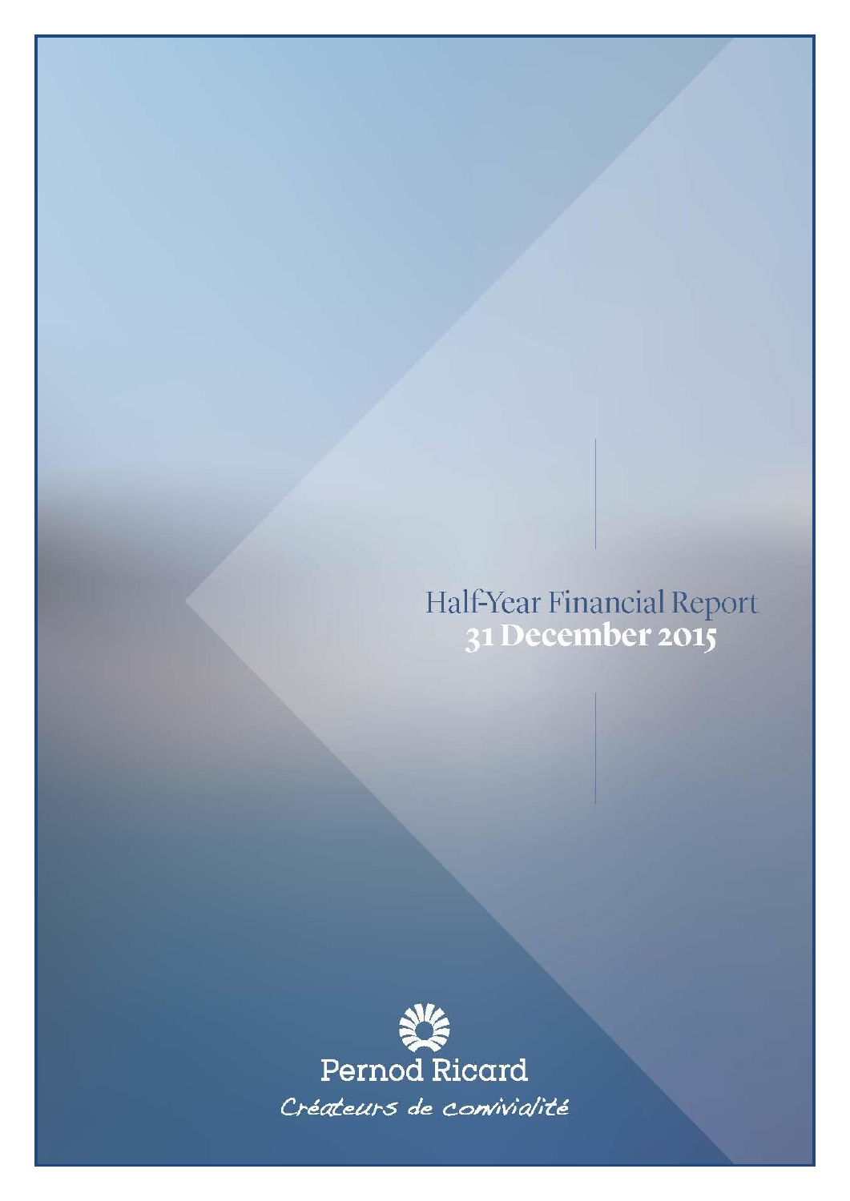# Half-Year Financial Report
## 31 December 2015

Pernod Ricard

*Créateurs de convivialité*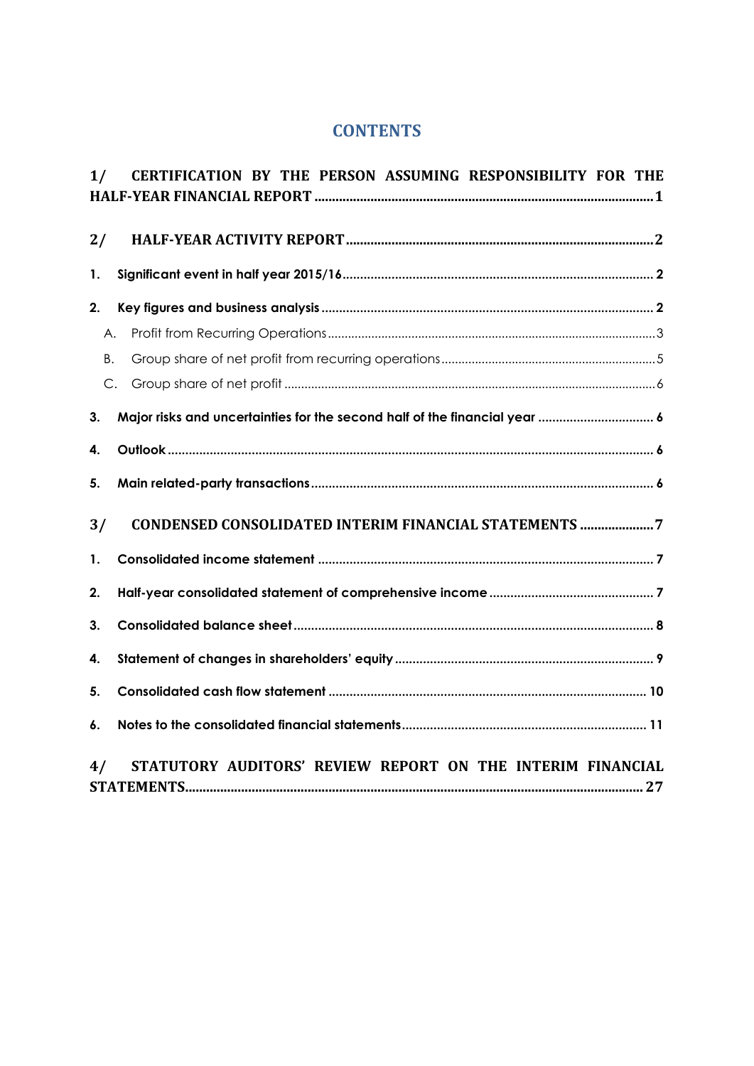# CONTENTS

**1/ CERTIFICATION BY THE PERSON ASSUMING RESPONSIBILITY FOR THE HALF-YEAR FINANCIAL REPORT ........................................................................................ 1**

**2/ HALF-YEAR ACTIVITY REPORT ........................................................................................ 2**

**1. Significant event in half year 2015/16 ........................................................................................ 2**

**2. Key figures and business analysis ........................................................................................ 2**

A. Profit from Recurring Operations ........................................................................................ 3

B. Group share of net profit from recurring operations ........................................................................................ 5

C. Group share of net profit ........................................................................................ 6

**3. Major risks and uncertainties for the second half of the financial year ................................ 6**

**4. Outlook ........................................................................................ 6**

**5. Main related-party transactions ........................................................................................ 6**

**3/ CONDENSED CONSOLIDATED INTERIM FINANCIAL STATEMENTS .................... 7**

**1. Consolidated income statement ........................................................................................ 7**

**2. Half-year consolidated statement of comprehensive income ........................................................ 7**

**3. Consolidated balance sheet ........................................................................................ 8**

**4. Statement of changes in shareholders' equity ........................................................................................ 9**

**5. Consolidated cash flow statement ........................................................................................ 10**

**6. Notes to the consolidated financial statements ........................................................................................ 11**

**4/ STATUTORY AUDITORS' REVIEW REPORT ON THE INTERIM FINANCIAL STATEMENTS ........................................................................................ 27**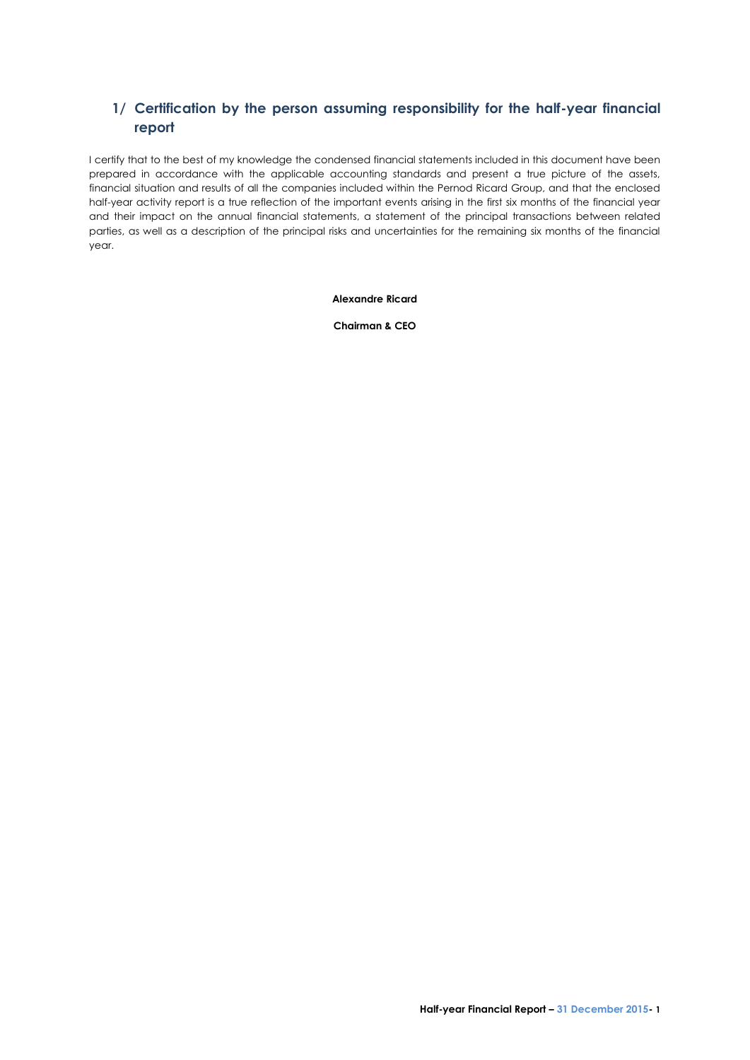## 1/ Certification by the person assuming responsibility for the half-year financial report

I certify that to the best of my knowledge the condensed financial statements included in this document have been prepared in accordance with the applicable accounting standards and present a true picture of the assets, financial situation and results of all the companies included within the Pernod Ricard Group, and that the enclosed half-year activity report is a true reflection of the important events arising in the first six months of the financial year and their impact on the annual financial statements, a statement of the principal transactions between related parties, as well as a description of the principal risks and uncertainties for the remaining six months of the financial year.

**Alexandre Ricard**

**Chairman & CEO**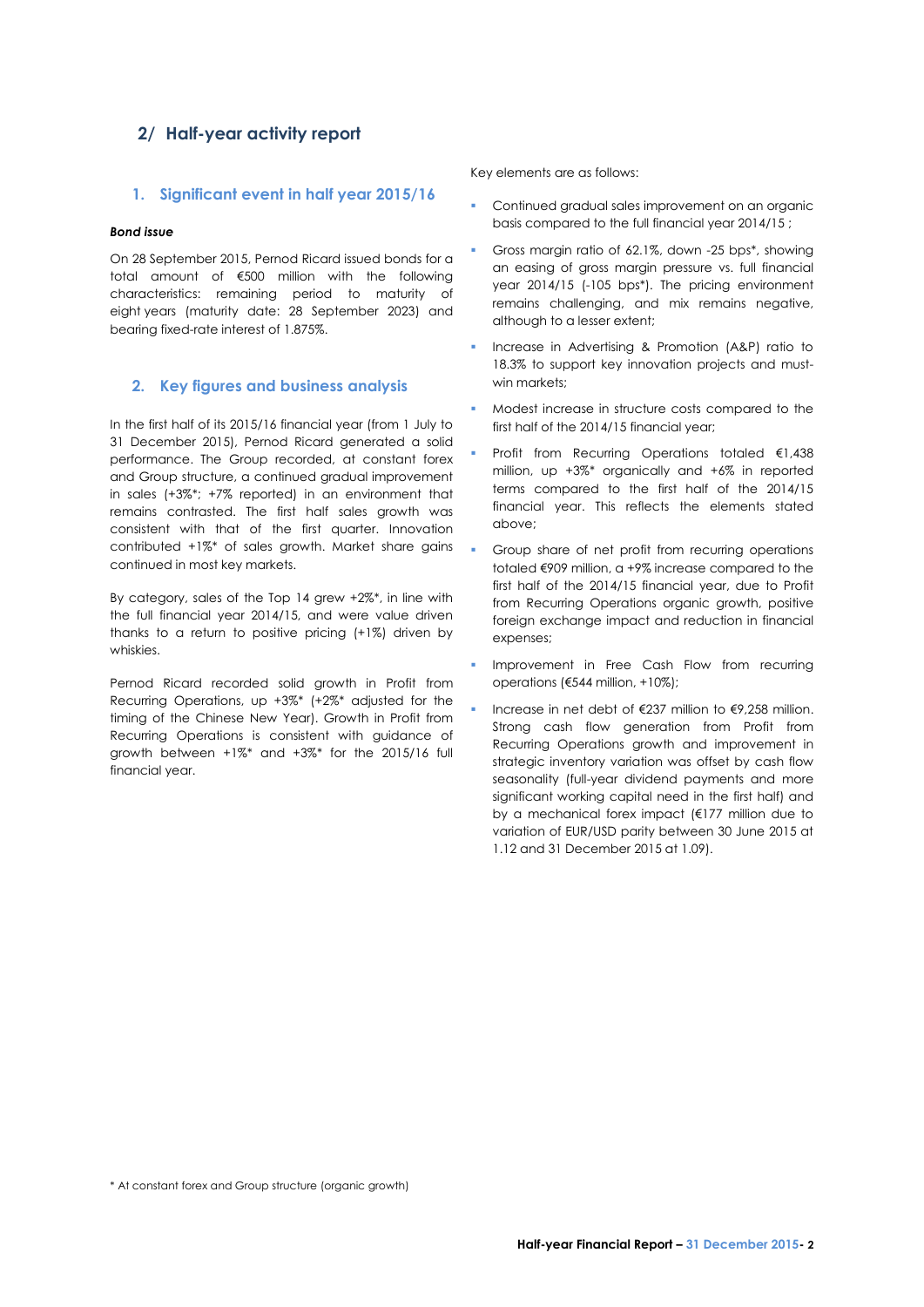## 2/ Half-year activity report

### 1. Significant event in half year 2015/16

***Bond issue***

On 28 September 2015, Pernod Ricard issued bonds for a total amount of €500 million with the following characteristics: remaining period to maturity of eight years (maturity date: 28 September 2023) and bearing fixed-rate interest of 1.875%.

### 2. Key figures and business analysis

In the first half of its 2015/16 financial year (from 1 July to 31 December 2015), Pernod Ricard generated a solid performance. The Group recorded, at constant forex and Group structure, a continued gradual improvement in sales (+3%*; +7% reported) in an environment that remains contrasted. The first half sales growth was consistent with that of the first quarter. Innovation contributed +1%* of sales growth. Market share gains continued in most key markets.

By category, sales of the Top 14 grew +2%*, in line with the full financial year 2014/15, and were value driven thanks to a return to positive pricing (+1%) driven by whiskies.

Pernod Ricard recorded solid growth in Profit from Recurring Operations, up +3%* (+2%* adjusted for the timing of the Chinese New Year). Growth in Profit from Recurring Operations is consistent with guidance of growth between +1%* and +3%* for the 2015/16 full financial year.

Key elements are as follows:

- Continued gradual sales improvement on an organic basis compared to the full financial year 2014/15 ;
- Gross margin ratio of 62.1%, down -25 bps*, showing an easing of gross margin pressure vs. full financial year 2014/15 (-105 bps*). The pricing environment remains challenging, and mix remains negative, although to a lesser extent;
- Increase in Advertising & Promotion (A&P) ratio to 18.3% to support key innovation projects and must-win markets;
- Modest increase in structure costs compared to the first half of the 2014/15 financial year;
- Profit from Recurring Operations totaled €1,438 million, up +3%* organically and +6% in reported terms compared to the first half of the 2014/15 financial year. This reflects the elements stated above;
- Group share of net profit from recurring operations totaled €909 million, a +9% increase compared to the first half of the 2014/15 financial year, due to Profit from Recurring Operations organic growth, positive foreign exchange impact and reduction in financial expenses;
- Improvement in Free Cash Flow from recurring operations (€544 million, +10%);
- Increase in net debt of €237 million to €9,258 million. Strong cash flow generation from Profit from Recurring Operations growth and improvement in strategic inventory variation was offset by cash flow seasonality (full-year dividend payments and more significant working capital need in the first half) and by a mechanical forex impact (€177 million due to variation of EUR/USD parity between 30 June 2015 at 1.12 and 31 December 2015 at 1.09).

\* At constant forex and Group structure (organic growth)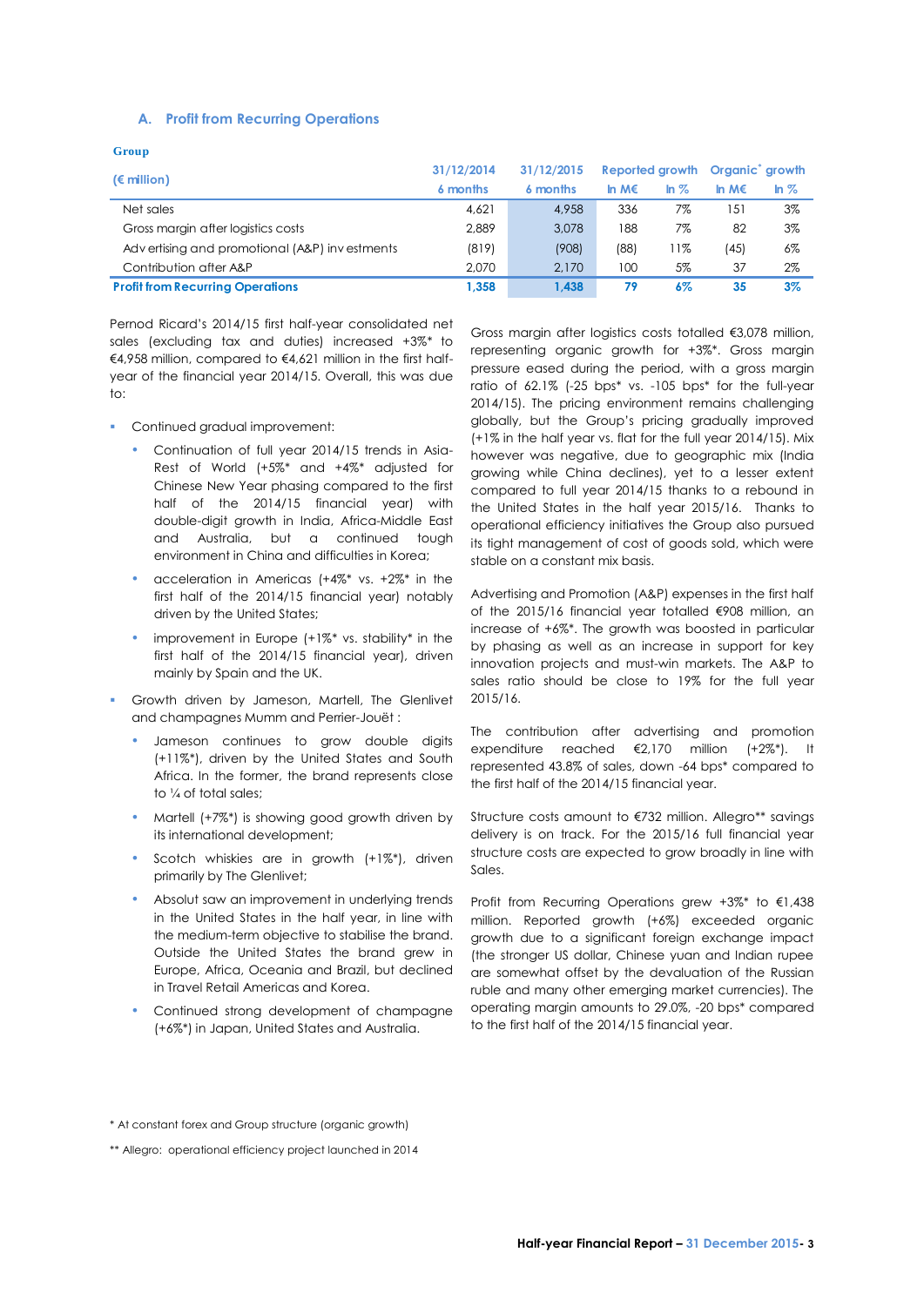### A. Profit from Recurring Operations

**Group**

| (€ million) | 31/12/2014 6 months | 31/12/2015 6 months | Reported growth In M€ | Reported growth In % | Organic* growth In M€ | Organic* growth In % |
|---|---|---|---|---|---|---|
| Net sales | 4,621 | 4,958 | 336 | 7% | 151 | 3% |
| Gross margin after logistics costs | 2,889 | 3,078 | 188 | 7% | 82 | 3% |
| Advertising and promotional (A&P) investments | (819) | (908) | (88) | 11% | (45) | 6% |
| Contribution after A&P | 2,070 | 2,170 | 100 | 5% | 37 | 2% |
| **Profit from Recurring Operations** | **1,358** | **1,438** | **79** | **6%** | **35** | **3%** |

Pernod Ricard's 2014/15 first half-year consolidated net sales (excluding tax and duties) increased +3%* to €4,958 million, compared to €4,621 million in the first half-year of the financial year 2014/15. Overall, this was due to:

- Continued gradual improvement:
  - Continuation of full year 2014/15 trends in Asia-Rest of World (+5%* and +4%* adjusted for Chinese New Year phasing compared to the first half of the 2014/15 financial year) with double-digit growth in India, Africa-Middle East and Australia, but a continued tough environment in China and difficulties in Korea;
  - acceleration in Americas (+4%* vs. +2%* in the first half of the 2014/15 financial year) notably driven by the United States;
  - improvement in Europe (+1%* vs. stability* in the first half of the 2014/15 financial year), driven mainly by Spain and the UK.
- Growth driven by Jameson, Martell, The Glenlivet and champagnes Mumm and Perrier-Jouët :
  - Jameson continues to grow double digits (+11%*), driven by the United States and South Africa. In the former, the brand represents close to ¼ of total sales;
  - Martell (+7%*) is showing good growth driven by its international development;
  - Scotch whiskies are in growth (+1%*), driven primarily by The Glenlivet;
  - Absolut saw an improvement in underlying trends in the United States in the half year, in line with the medium-term objective to stabilise the brand. Outside the United States the brand grew in Europe, Africa, Oceania and Brazil, but declined in Travel Retail Americas and Korea.
  - Continued strong development of champagne (+6%*) in Japan, United States and Australia.

Gross margin after logistics costs totalled €3,078 million, representing organic growth for +3%*. Gross margin pressure eased during the period, with a gross margin ratio of 62.1% (-25 bps* vs. -105 bps* for the full-year 2014/15). The pricing environment remains challenging globally, but the Group's pricing gradually improved (+1% in the half year vs. flat for the full year 2014/15). Mix however was negative, due to geographic mix (India growing while China declines), yet to a lesser extent compared to full year 2014/15 thanks to a rebound in the United States in the half year 2015/16. Thanks to operational efficiency initiatives the Group also pursued its tight management of cost of goods sold, which were stable on a constant mix basis.

Advertising and Promotion (A&P) expenses in the first half of the 2015/16 financial year totalled €908 million, an increase of +6%*. The growth was boosted in particular by phasing as well as an increase in support for key innovation projects and must-win markets. The A&P to sales ratio should be close to 19% for the full year 2015/16.

The contribution after advertising and promotion expenditure reached €2,170 million (+2%*). It represented 43.8% of sales, down -64 bps* compared to the first half of the 2014/15 financial year.

Structure costs amount to €732 million. Allegro** savings delivery is on track. For the 2015/16 full financial year structure costs are expected to grow broadly in line with Sales.

Profit from Recurring Operations grew +3%* to €1,438 million. Reported growth (+6%) exceeded organic growth due to a significant foreign exchange impact (the stronger US dollar, Chinese yuan and Indian rupee are somewhat offset by the devaluation of the Russian ruble and many other emerging market currencies). The operating margin amounts to 29.0%, -20 bps* compared to the first half of the 2014/15 financial year.

\* At constant forex and Group structure (organic growth)

\*\* Allegro: operational efficiency project launched in 2014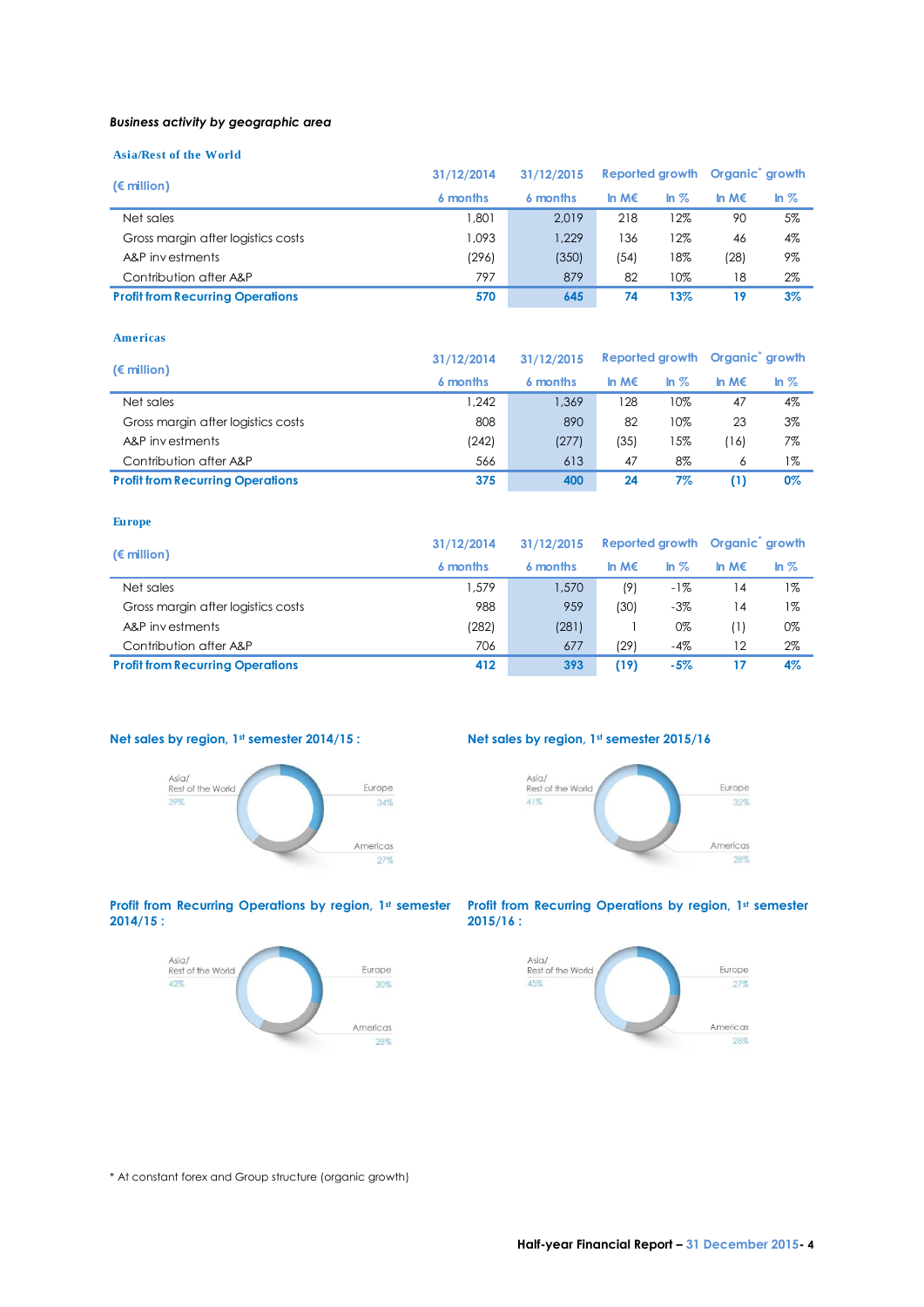***Business activity by geographic area***

**Asia/Rest of the World**

| (€ million) | 31/12/2014 | 31/12/2015 | Reported growth | | Organic* growth | |
|---|---|---|---|---|---|---|
| | 6 months | 6 months | In M€ | In % | In M€ | In % |
| Net sales | 1,801 | 2,019 | 218 | 12% | 90 | 5% |
| Gross margin after logistics costs | 1,093 | 1,229 | 136 | 12% | 46 | 4% |
| A&P investments | (296) | (350) | (54) | 18% | (28) | 9% |
| Contribution after A&P | 797 | 879 | 82 | 10% | 18 | 2% |
| **Profit from Recurring Operations** | **570** | **645** | **74** | **13%** | **19** | **3%** |

**Americas**

| (€ million) | 31/12/2014 | 31/12/2015 | Reported growth | | Organic* growth | |
|---|---|---|---|---|---|---|
| | 6 months | 6 months | In M€ | In % | In M€ | In % |
| Net sales | 1,242 | 1,369 | 128 | 10% | 47 | 4% |
| Gross margin after logistics costs | 808 | 890 | 82 | 10% | 23 | 3% |
| A&P investments | (242) | (277) | (35) | 15% | (16) | 7% |
| Contribution after A&P | 566 | 613 | 47 | 8% | 6 | 1% |
| **Profit from Recurring Operations** | **375** | **400** | **24** | **7%** | **(1)** | **0%** |

**Europe**

| (€ million) | 31/12/2014 | 31/12/2015 | Reported growth | | Organic* growth | |
|---|---|---|---|---|---|---|
| | 6 months | 6 months | In M€ | In % | In M€ | In % |
| Net sales | 1,579 | 1,570 | (9) | -1% | 14 | 1% |
| Gross margin after logistics costs | 988 | 959 | (30) | -3% | 14 | 1% |
| A&P investments | (282) | (281) | 1 | 0% | (1) | 0% |
| Contribution after A&P | 706 | 677 | (29) | -4% | 12 | 2% |
| **Profit from Recurring Operations** | **412** | **393** | **(19)** | **-5%** | **17** | **4%** |

**Net sales by region, 1st semester 2014/15 :**

Asia/Rest of the World 39%; Europe 34%; Americas 27%

**Net sales by region, 1st semester 2015/16**

Asia/Rest of the World 41%; Europe 32%; Americas 28%

**Profit from Recurring Operations by region, 1st semester 2014/15 :**

Asia/Rest of the World 42%; Europe 30%; Americas 28%

**Profit from Recurring Operations by region, 1st semester 2015/16 :**

Asia/Rest of the World 45%; Europe 27%; Americas 28%

\* At constant forex and Group structure (organic growth)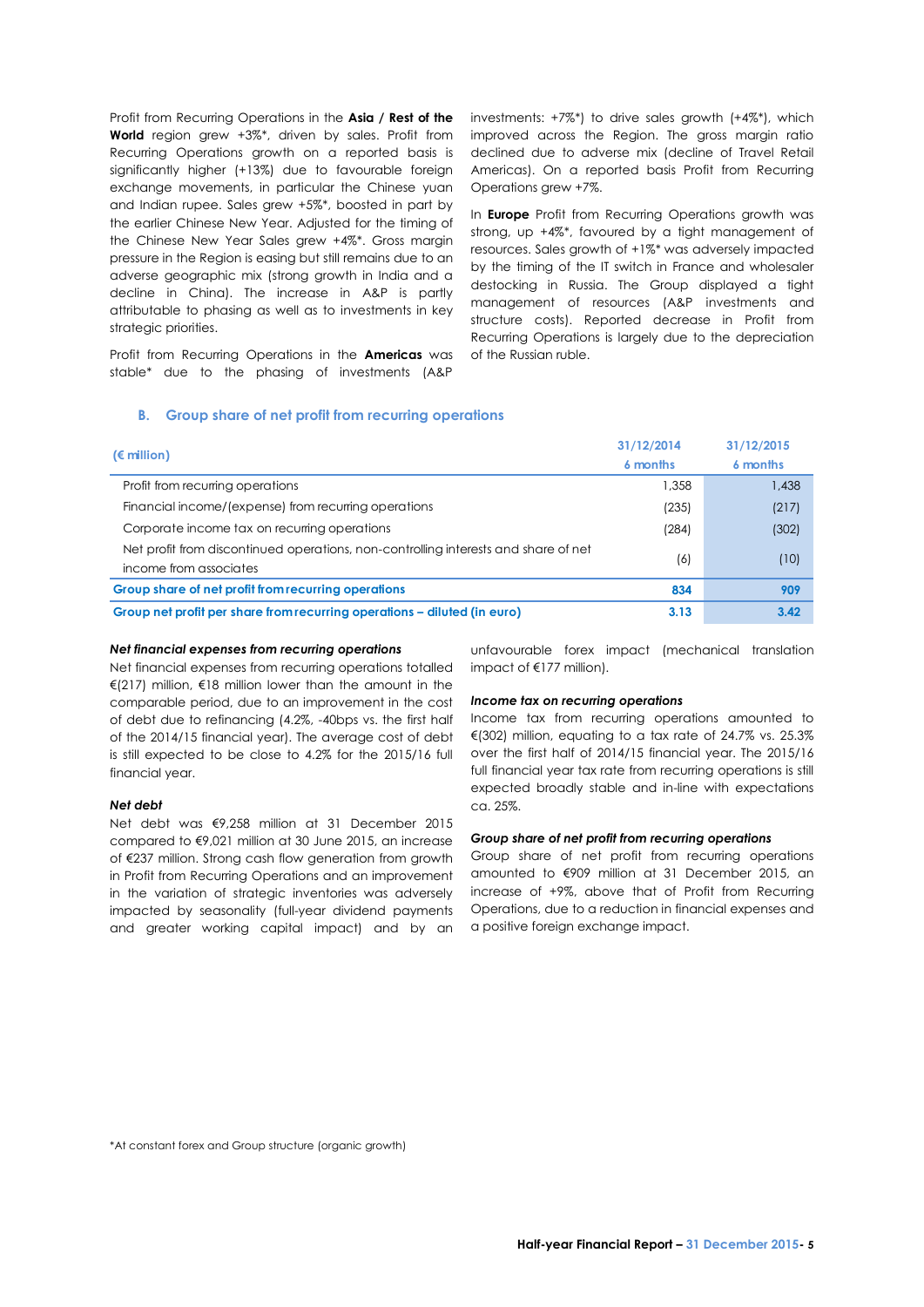Profit from Recurring Operations in the **Asia / Rest of the World** region grew +3%*, driven by sales. Profit from Recurring Operations growth on a reported basis is significantly higher (+13%) due to favourable foreign exchange movements, in particular the Chinese yuan and Indian rupee. Sales grew +5%*, boosted in part by the earlier Chinese New Year. Adjusted for the timing of the Chinese New Year Sales grew +4%*. Gross margin pressure in the Region is easing but still remains due to an adverse geographic mix (strong growth in India and a decline in China). The increase in A&P is partly attributable to phasing as well as to investments in key strategic priorities.

Profit from Recurring Operations in the **Americas** was stable* due to the phasing of investments (A&P investments: +7%*) to drive sales growth (+4%*), which improved across the Region. The gross margin ratio declined due to adverse mix (decline of Travel Retail Americas). On a reported basis Profit from Recurring Operations grew +7%.

In **Europe** Profit from Recurring Operations growth was strong, up +4%*, favoured by a tight management of resources. Sales growth of +1%* was adversely impacted by the timing of the IT switch in France and wholesaler destocking in Russia. The Group displayed a tight management of resources (A&P investments and structure costs). Reported decrease in Profit from Recurring Operations is largely due to the depreciation of the Russian ruble.

## B. Group share of net profit from recurring operations

| (€ million) | 31/12/2014 6 months | 31/12/2015 6 months |
|---|---|---|
| Profit from recurring operations | 1,358 | 1,438 |
| Financial income/(expense) from recurring operations | (235) | (217) |
| Corporate income tax on recurring operations | (284) | (302) |
| Net profit from discontinued operations, non-controlling interests and share of net income from associates | (6) | (10) |
| **Group share of net profit from recurring operations** | **834** | **909** |
| **Group net profit per share from recurring operations – diluted (in euro)** | **3.13** | **3.42** |

***Net financial expenses from recurring operations***

Net financial expenses from recurring operations totalled €(217) million, €18 million lower than the amount in the comparable period, due to an improvement in the cost of debt due to refinancing (4.2%, -40bps vs. the first half of the 2014/15 financial year). The average cost of debt is still expected to be close to 4.2% for the 2015/16 full financial year.

***Net debt***

Net debt was €9,258 million at 31 December 2015 compared to €9,021 million at 30 June 2015, an increase of €237 million. Strong cash flow generation from growth in Profit from Recurring Operations and an improvement in the variation of strategic inventories was adversely impacted by seasonality (full-year dividend payments and greater working capital impact) and by an unfavourable forex impact (mechanical translation impact of €177 million).

***Income tax on recurring operations***

Income tax from recurring operations amounted to €(302) million, equating to a tax rate of 24.7% vs. 25.3% over the first half of 2014/15 financial year. The 2015/16 full financial year tax rate from recurring operations is still expected broadly stable and in-line with expectations ca. 25%.

***Group share of net profit from recurring operations***

Group share of net profit from recurring operations amounted to €909 million at 31 December 2015, an increase of +9%, above that of Profit from Recurring Operations, due to a reduction in financial expenses and a positive foreign exchange impact.

*At constant forex and Group structure (organic growth)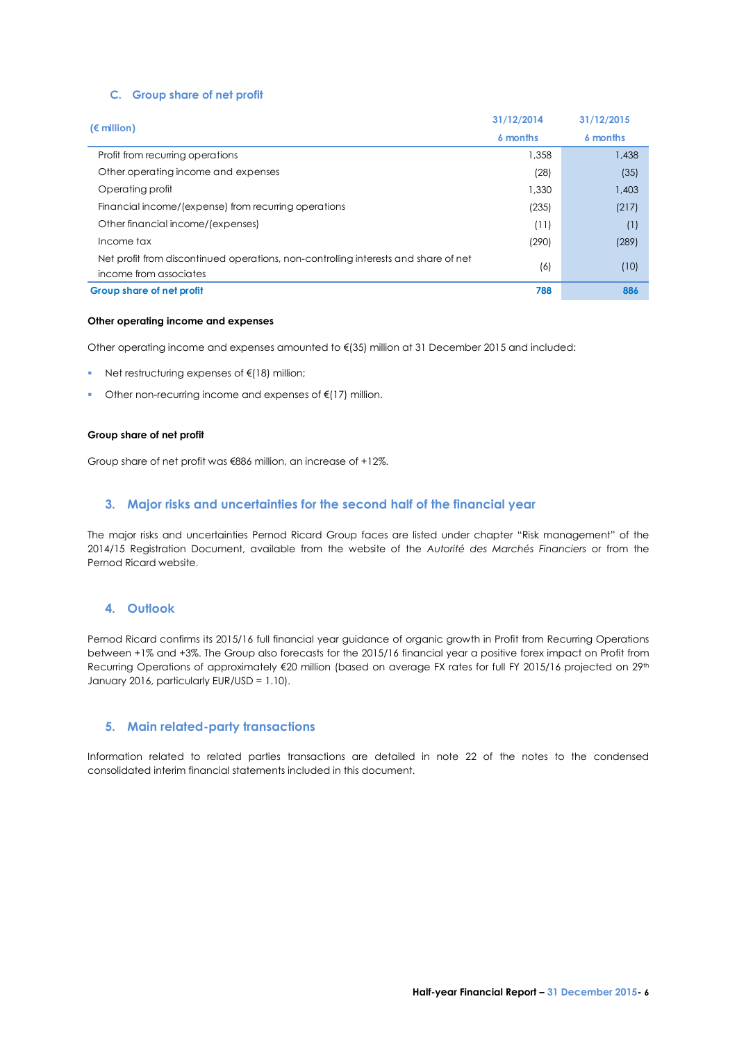### C. Group share of net profit

| (€ million) | 31/12/2014<br>6 months | 31/12/2015<br>6 months |
|---|---|---|
| Profit from recurring operations | 1,358 | 1,438 |
| Other operating income and expenses | (28) | (35) |
| Operating profit | 1,330 | 1,403 |
| Financial income/(expense) from recurring operations | (235) | (217) |
| Other financial income/(expenses) | (11) | (1) |
| Income tax | (290) | (289) |
| Net profit from discontinued operations, non-controlling interests and share of net income from associates | (6) | (10) |
| **Group share of net profit** | **788** | **886** |

**Other operating income and expenses**

Other operating income and expenses amounted to €(35) million at 31 December 2015 and included:

- Net restructuring expenses of €(18) million;
- Other non-recurring income and expenses of €(17) million.

**Group share of net profit**

Group share of net profit was €886 million, an increase of +12%.

## 3. Major risks and uncertainties for the second half of the financial year

The major risks and uncertainties Pernod Ricard Group faces are listed under chapter "Risk management" of the 2014/15 Registration Document, available from the website of the *Autorité des Marchés Financiers* or from the Pernod Ricard website.

## 4. Outlook

Pernod Ricard confirms its 2015/16 full financial year guidance of organic growth in Profit from Recurring Operations between +1% and +3%. The Group also forecasts for the 2015/16 financial year a positive forex impact on Profit from Recurring Operations of approximately €20 million (based on average FX rates for full FY 2015/16 projected on 29th January 2016, particularly EUR/USD = 1.10).

## 5. Main related-party transactions

Information related to related parties transactions are detailed in note 22 of the notes to the condensed consolidated interim financial statements included in this document.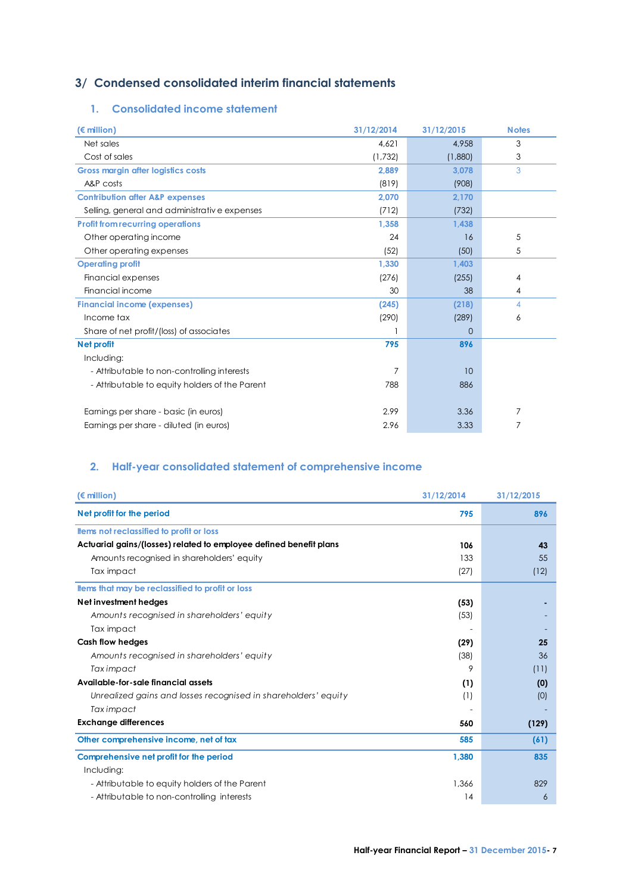## 3/ Condensed consolidated interim financial statements

### 1. Consolidated income statement

| (€ million) | 31/12/2014 | 31/12/2015 | Notes |
|---|---|---|---|
| Net sales | 4,621 | 4,958 | 3 |
| Cost of sales | (1,732) | (1,880) | 3 |
| **Gross margin after logistics costs** | **2,889** | **3,078** | 3 |
| A&P costs | (819) | (908) | |
| **Contribution after A&P expenses** | **2,070** | **2,170** | |
| Selling, general and administrative expenses | (712) | (732) | |
| **Profit from recurring operations** | **1,358** | **1,438** | |
| Other operating income | 24 | 16 | 5 |
| Other operating expenses | (52) | (50) | 5 |
| **Operating profit** | **1,330** | **1,403** | |
| Financial expenses | (276) | (255) | 4 |
| Financial income | 30 | 38 | 4 |
| **Financial income (expenses)** | **(245)** | **(218)** | 4 |
| Income tax | (290) | (289) | 6 |
| Share of net profit/(loss) of associates | 1 | 0 | |
| **Net profit** | **795** | **896** | |
| Including: | | | |
| - Attributable to non-controlling interests | 7 | 10 | |
| - Attributable to equity holders of the Parent | 788 | 886 | |
| | | | |
| Earnings per share - basic (in euros) | 2.99 | 3.36 | 7 |
| Earnings per share - diluted (in euros) | 2.96 | 3.33 | 7 |

### 2. Half-year consolidated statement of comprehensive income

| (€ million) | 31/12/2014 | 31/12/2015 |
|---|---|---|
| **Net profit for the period** | **795** | **896** |
| *Items not reclassified to profit or loss* | | |
| **Actuarial gains/(losses) related to employee defined benefit plans** | **106** | **43** |
| Amounts recognised in shareholders' equity | 133 | 55 |
| Tax impact | (27) | (12) |
| *Items that may be reclassified to profit or loss* | | |
| **Net investment hedges** | **(53)** | **-** |
| *Amounts recognised in shareholders' equity* | (53) | - |
| Tax impact | - | - |
| **Cash flow hedges** | **(29)** | **25** |
| *Amounts recognised in shareholders' equity* | (38) | 36 |
| *Tax impact* | 9 | (11) |
| **Available-for-sale financial assets** | **(1)** | **(0)** |
| *Unrealized gains and losses recognised in shareholders' equity* | (1) | (0) |
| *Tax impact* | - | - |
| **Exchange differences** | **560** | **(129)** |
| **Other comprehensive income, net of tax** | **585** | **(61)** |
| **Comprehensive net profit for the period** | **1,380** | **835** |
| Including: | | |
| - Attributable to equity holders of the Parent | 1,366 | 829 |
| - Attributable to non-controlling interests | 14 | 6 |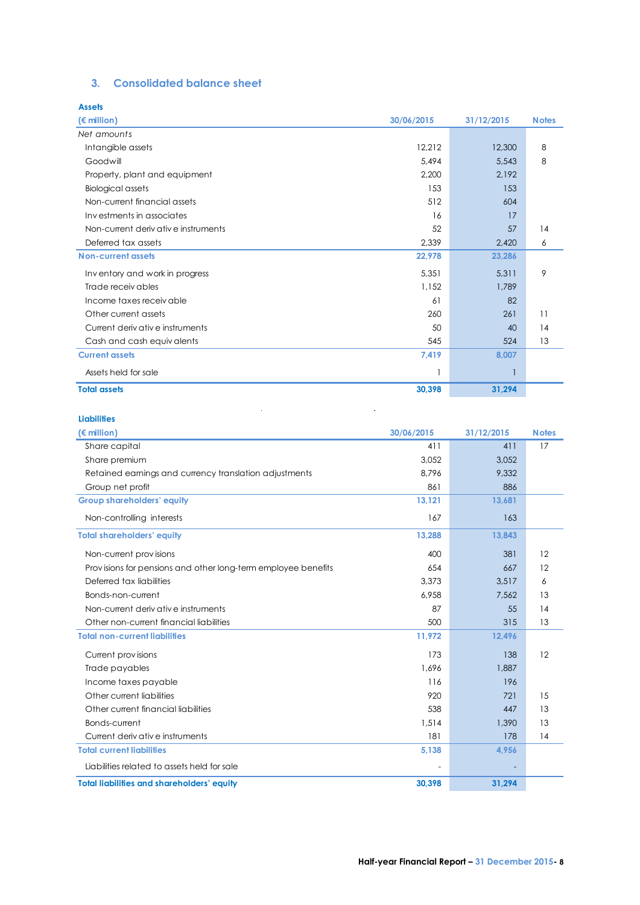## 3. Consolidated balance sheet

**Assets**

| (€ million) | 30/06/2015 | 31/12/2015 | Notes |
|---|---|---|---|
| *Net amounts* | | | |
| Intangible assets | 12,212 | 12,300 | 8 |
| Goodwill | 5,494 | 5,543 | 8 |
| Property, plant and equipment | 2,200 | 2,192 | |
| Biological assets | 153 | 153 | |
| Non-current financial assets | 512 | 604 | |
| Investments in associates | 16 | 17 | |
| Non-current derivative instruments | 52 | 57 | 14 |
| Deferred tax assets | 2,339 | 2,420 | 6 |
| **Non-current assets** | **22,978** | **23,286** | |
| Inventory and work in progress | 5,351 | 5,311 | 9 |
| Trade receivables | 1,152 | 1,789 | |
| Income taxes receivable | 61 | 82 | |
| Other current assets | 260 | 261 | 11 |
| Current derivative instruments | 50 | 40 | 14 |
| Cash and cash equivalents | 545 | 524 | 13 |
| **Current assets** | **7,419** | **8,007** | |
| Assets held for sale | 1 | 1 | |
| **Total assets** | **30,398** | **31,294** | |

**Liabilities**

| (€ million) | 30/06/2015 | 31/12/2015 | Notes |
|---|---|---|---|
| Share capital | 411 | 411 | 17 |
| Share premium | 3,052 | 3,052 | |
| Retained earnings and currency translation adjustments | 8,796 | 9,332 | |
| Group net profit | 861 | 886 | |
| **Group shareholders' equity** | **13,121** | **13,681** | |
| Non-controlling interests | 167 | 163 | |
| **Total shareholders' equity** | **13,288** | **13,843** | |
| Non-current provisions | 400 | 381 | 12 |
| Provisions for pensions and other long-term employee benefits | 654 | 667 | 12 |
| Deferred tax liabilities | 3,373 | 3,517 | 6 |
| Bonds-non-current | 6,958 | 7,562 | 13 |
| Non-current derivative instruments | 87 | 55 | 14 |
| Other non-current financial liabilities | 500 | 315 | 13 |
| **Total non-current liabilities** | **11,972** | **12,496** | |
| Current provisions | 173 | 138 | 12 |
| Trade payables | 1,696 | 1,887 | |
| Income taxes payable | 116 | 196 | |
| Other current liabilities | 920 | 721 | 15 |
| Other current financial liabilities | 538 | 447 | 13 |
| Bonds-current | 1,514 | 1,390 | 13 |
| Current derivative instruments | 181 | 178 | 14 |
| **Total current liabilities** | **5,138** | **4,956** | |
| Liabilities related to assets held for sale | - | - | |
| **Total liabilities and shareholders' equity** | **30,398** | **31,294** | |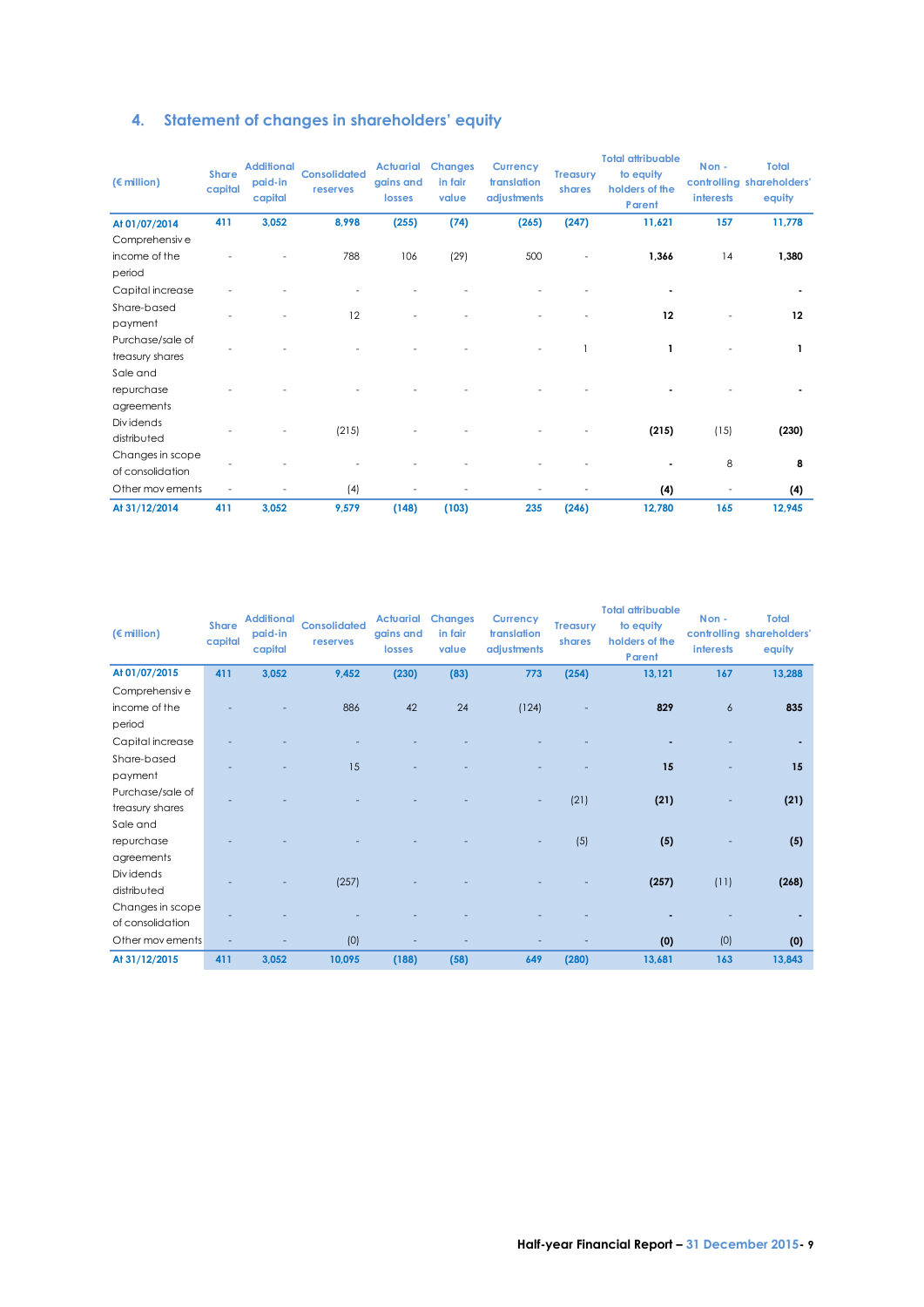## 4. Statement of changes in shareholders' equity

| (€ million) | Share capital | Additional paid-in capital | Consolidated reserves | Actuarial gains and losses | Changes in fair value | Currency translation adjustments | Treasury shares | Total attribuable to equity holders of the Parent | Non - controlling interests | Total shareholders' equity |
|---|---|---|---|---|---|---|---|---|---|---|
| **At 01/07/2014** | **411** | **3,052** | **8,998** | **(255)** | **(74)** | **(265)** | **(247)** | **11,621** | **157** | **11,778** |
| Comprehensive income of the period | - | - | 788 | 106 | (29) | 500 | - | **1,366** | 14 | **1,380** |
| Capital increase | - | - | - | - | - | - | - | **-** | | **-** |
| Share-based payment | - | - | 12 | - | - | - | - | **12** | - | **12** |
| Purchase/sale of treasury shares | - | - | - | - | - | - | 1 | **1** | - | **1** |
| Sale and repurchase agreements | - | - | - | - | - | - | - | **-** | - | **-** |
| Dividends distributed | - | - | (215) | - | - | - | - | **(215)** | (15) | **(230)** |
| Changes in scope of consolidation | - | - | - | - | - | - | - | **-** | 8 | **8** |
| Other movements | - | - | (4) | - | - | - | - | **(4)** | - | **(4)** |
| **At 31/12/2014** | **411** | **3,052** | **9,579** | **(148)** | **(103)** | **235** | **(246)** | **12,780** | **165** | **12,945** |

| (€ million) | Share capital | Additional paid-in capital | Consolidated reserves | Actuarial gains and losses | Changes in fair value | Currency translation adjustments | Treasury shares | Total attribuable to equity holders of the Parent | Non - controlling interests | Total shareholders' equity |
|---|---|---|---|---|---|---|---|---|---|---|
| **At 01/07/2015** | **411** | **3,052** | **9,452** | **(230)** | **(83)** | **773** | **(254)** | **13,121** | **167** | **13,288** |
| Comprehensive income of the period | - | - | 886 | 42 | 24 | (124) | - | **829** | 6 | **835** |
| Capital increase | - | - | - | - | - | - | - | **-** | - | **-** |
| Share-based payment | - | - | 15 | - | - | - | - | **15** | - | **15** |
| Purchase/sale of treasury shares | - | - | - | - | - | - | (21) | **(21)** | - | **(21)** |
| Sale and repurchase agreements | - | - | - | - | - | - | (5) | **(5)** | - | **(5)** |
| Dividends distributed | - | - | (257) | - | - | - | - | **(257)** | (11) | **(268)** |
| Changes in scope of consolidation | - | - | - | - | - | - | - | **-** | - | **-** |
| Other movements | - | - | (0) | - | - | - | - | **(0)** | (0) | **(0)** |
| **At 31/12/2015** | **411** | **3,052** | **10,095** | **(188)** | **(58)** | **649** | **(280)** | **13,681** | **163** | **13,843** |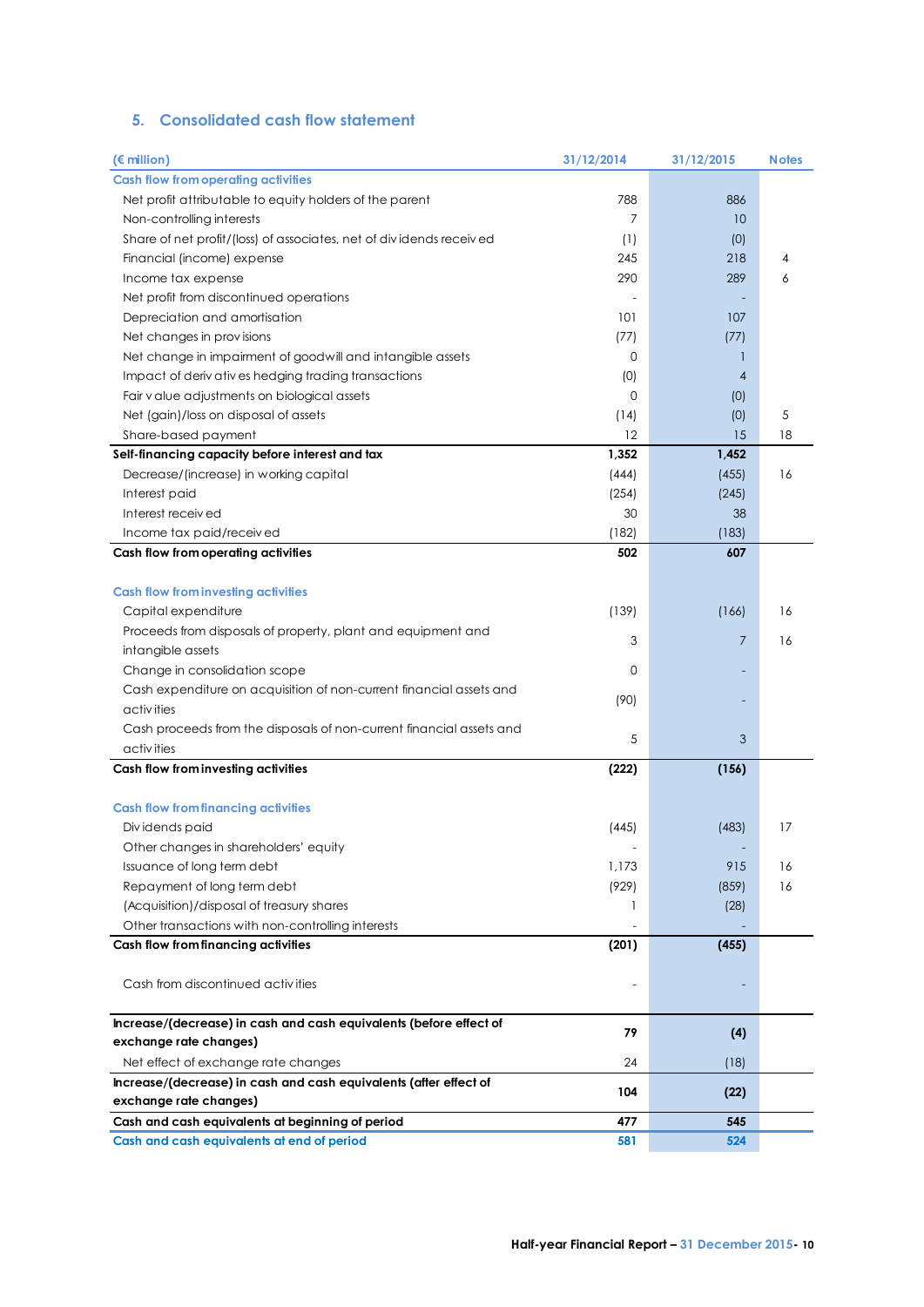## 5. Consolidated cash flow statement

| (€ million) | 31/12/2014 | 31/12/2015 | Notes |
|---|---|---|---|
| **Cash flow from operating activities** | | | |
| Net profit attributable to equity holders of the parent | 788 | 886 | |
| Non-controlling interests | 7 | 10 | |
| Share of net profit/(loss) of associates, net of dividends received | (1) | (0) | |
| Financial (income) expense | 245 | 218 | 4 |
| Income tax expense | 290 | 289 | 6 |
| Net profit from discontinued operations | - | - | |
| Depreciation and amortisation | 101 | 107 | |
| Net changes in provisions | (77) | (77) | |
| Net change in impairment of goodwill and intangible assets | 0 | 1 | |
| Impact of derivatives hedging trading transactions | (0) | 4 | |
| Fair value adjustments on biological assets | 0 | (0) | |
| Net (gain)/loss on disposal of assets | (14) | (0) | 5 |
| Share-based payment | 12 | 15 | 18 |
| **Self-financing capacity before interest and tax** | **1,352** | **1,452** | |
| Decrease/(increase) in working capital | (444) | (455) | 16 |
| Interest paid | (254) | (245) | |
| Interest received | 30 | 38 | |
| Income tax paid/received | (182) | (183) | |
| **Cash flow from operating activities** | **502** | **607** | |
| **Cash flow from investing activities** | | | |
| Capital expenditure | (139) | (166) | 16 |
| Proceeds from disposals of property, plant and equipment and intangible assets | 3 | 7 | 16 |
| Change in consolidation scope | 0 | - | |
| Cash expenditure on acquisition of non-current financial assets and activities | (90) | - | |
| Cash proceeds from the disposals of non-current financial assets and activities | 5 | 3 | |
| **Cash flow from investing activities** | **(222)** | **(156)** | |
| **Cash flow from financing activities** | | | |
| Dividends paid | (445) | (483) | 17 |
| Other changes in shareholders' equity | - | - | |
| Issuance of long term debt | 1,173 | 915 | 16 |
| Repayment of long term debt | (929) | (859) | 16 |
| (Acquisition)/disposal of treasury shares | 1 | (28) | |
| Other transactions with non-controlling interests | - | - | |
| **Cash flow from financing activities** | **(201)** | **(455)** | |
| Cash from discontinued activities | - | - | |
| **Increase/(decrease) in cash and cash equivalents (before effect of exchange rate changes)** | **79** | **(4)** | |
| Net effect of exchange rate changes | 24 | (18) | |
| **Increase/(decrease) in cash and cash equivalents (after effect of exchange rate changes)** | **104** | **(22)** | |
| **Cash and cash equivalents at beginning of period** | **477** | **545** | |
| **Cash and cash equivalents at end of period** | **581** | **524** | |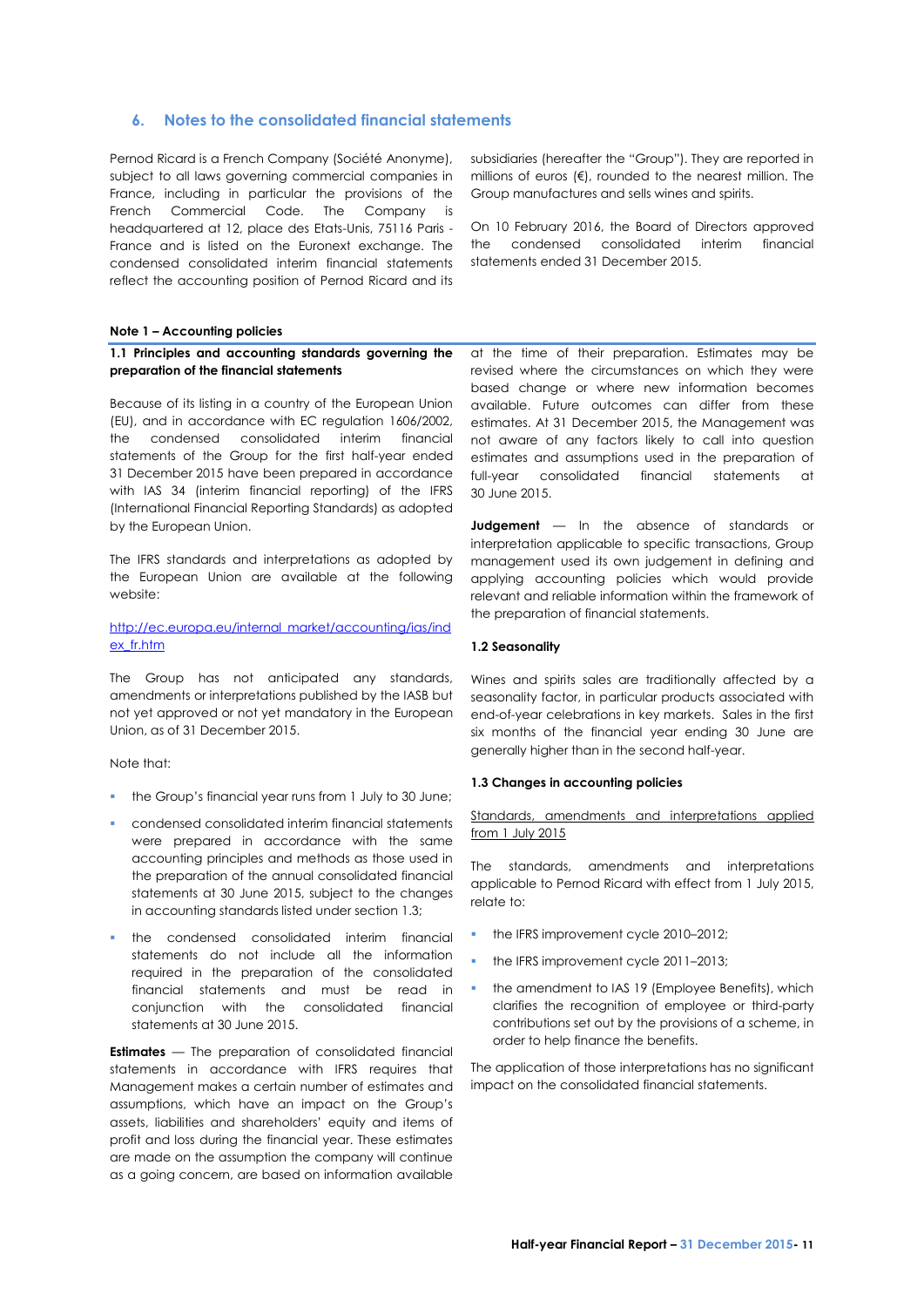## 6. Notes to the consolidated financial statements

Pernod Ricard is a French Company (Société Anonyme), subject to all laws governing commercial companies in France, including in particular the provisions of the French Commercial Code. The Company is headquartered at 12, place des Etats-Unis, 75116 Paris - France and is listed on the Euronext exchange. The condensed consolidated interim financial statements reflect the accounting position of Pernod Ricard and its subsidiaries (hereafter the "Group"). They are reported in millions of euros (€), rounded to the nearest million. The Group manufactures and sells wines and spirits.

On 10 February 2016, the Board of Directors approved the condensed consolidated interim financial statements ended 31 December 2015.

### Note 1 – Accounting policies

#### 1.1 Principles and accounting standards governing the preparation of the financial statements

Because of its listing in a country of the European Union (EU), and in accordance with EC regulation 1606/2002, the condensed consolidated interim financial statements of the Group for the first half-year ended 31 December 2015 have been prepared in accordance with IAS 34 (interim financial reporting) of the IFRS (International Financial Reporting Standards) as adopted by the European Union.

The IFRS standards and interpretations as adopted by the European Union are available at the following website:

[http://ec.europa.eu/internal_market/accounting/ias/index_fr.htm](http://ec.europa.eu/internal_market/accounting/ias/index_fr.htm)

The Group has not anticipated any standards, amendments or interpretations published by the IASB but not yet approved or not yet mandatory in the European Union, as of 31 December 2015.

Note that:

- the Group's financial year runs from 1 July to 30 June;
- condensed consolidated interim financial statements were prepared in accordance with the same accounting principles and methods as those used in the preparation of the annual consolidated financial statements at 30 June 2015, subject to the changes in accounting standards listed under section 1.3;
- the condensed consolidated interim financial statements do not include all the information required in the preparation of the consolidated financial statements and must be read in conjunction with the consolidated financial statements at 30 June 2015.

**Estimates** — The preparation of consolidated financial statements in accordance with IFRS requires that Management makes a certain number of estimates and assumptions, which have an impact on the Group's assets, liabilities and shareholders' equity and items of profit and loss during the financial year. These estimates are made on the assumption the company will continue as a going concern, are based on information available at the time of their preparation. Estimates may be revised where the circumstances on which they were based change or where new information becomes available. Future outcomes can differ from these estimates. At 31 December 2015, the Management was not aware of any factors likely to call into question estimates and assumptions used in the preparation of full-year consolidated financial statements at 30 June 2015.

**Judgement** — In the absence of standards or interpretation applicable to specific transactions, Group management used its own judgement in defining and applying accounting policies which would provide relevant and reliable information within the framework of the preparation of financial statements.

#### 1.2 Seasonality

Wines and spirits sales are traditionally affected by a seasonality factor, in particular products associated with end-of-year celebrations in key markets. Sales in the first six months of the financial year ending 30 June are generally higher than in the second half-year.

#### 1.3 Changes in accounting policies

Standards, amendments and interpretations applied from 1 July 2015

The standards, amendments and interpretations applicable to Pernod Ricard with effect from 1 July 2015, relate to:

- the IFRS improvement cycle 2010–2012;
- the IFRS improvement cycle 2011–2013;
- the amendment to IAS 19 (Employee Benefits), which clarifies the recognition of employee or third-party contributions set out by the provisions of a scheme, in order to help finance the benefits.

The application of those interpretations has no significant impact on the consolidated financial statements.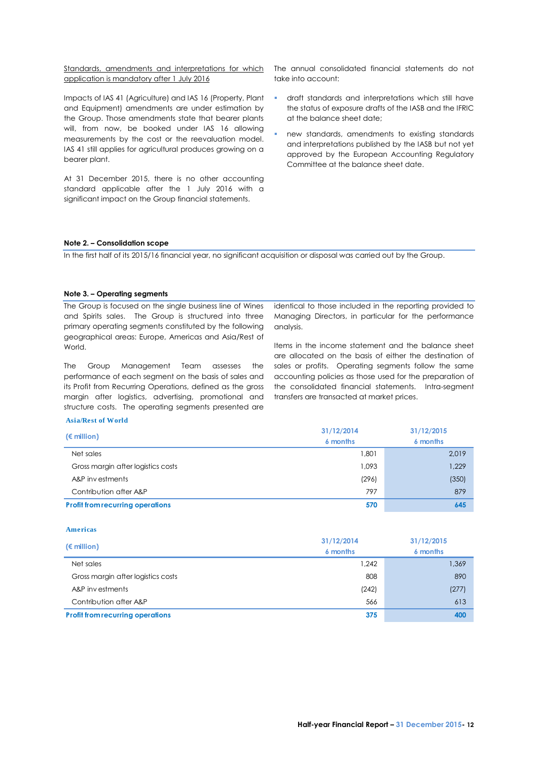Standards, amendments and interpretations for which application is mandatory after 1 July 2016

Impacts of IAS 41 (Agriculture) and IAS 16 (Property, Plant and Equipment) amendments are under estimation by the Group. Those amendments state that bearer plants will, from now, be booked under IAS 16 allowing measurements by the cost or the reevaluation model. IAS 41 still applies for agricultural produces growing on a bearer plant.

At 31 December 2015, there is no other accounting standard applicable after the 1 July 2016 with a significant impact on the Group financial statements.

The annual consolidated financial statements do not take into account:

- draft standards and interpretations which still have the status of exposure drafts of the IASB and the IFRIC at the balance sheet date;
- new standards, amendments to existing standards and interpretations published by the IASB but not yet approved by the European Accounting Regulatory Committee at the balance sheet date.

**Note 2. – Consolidation scope**

In the first half of its 2015/16 financial year, no significant acquisition or disposal was carried out by the Group.

**Note 3. – Operating segments**

The Group is focused on the single business line of Wines and Spirits sales. The Group is structured into three primary operating segments constituted by the following geographical areas: Europe, Americas and Asia/Rest of World.

The Group Management Team assesses the performance of each segment on the basis of sales and its Profit from Recurring Operations, defined as the gross margin after logistics, advertising, promotional and structure costs. The operating segments presented are identical to those included in the reporting provided to Managing Directors, in particular for the performance analysis.

Items in the income statement and the balance sheet are allocated on the basis of either the destination of sales or profits. Operating segments follow the same accounting policies as those used for the preparation of the consolidated financial statements. Intra-segment transfers are transacted at market prices.

**Asia/Rest of World**

| (€ million) | 31/12/2014 6 months | 31/12/2015 6 months |
|---|---|---|
| Net sales | 1,801 | 2,019 |
| Gross margin after logistics costs | 1,093 | 1,229 |
| A&P investments | (296) | (350) |
| Contribution after A&P | 797 | 879 |
| **Profit from recurring operations** | **570** | **645** |

**Americas**

| (€ million) | 31/12/2014 6 months | 31/12/2015 6 months |
|---|---|---|
| Net sales | 1,242 | 1,369 |
| Gross margin after logistics costs | 808 | 890 |
| A&P investments | (242) | (277) |
| Contribution after A&P | 566 | 613 |
| **Profit from recurring operations** | **375** | **400** |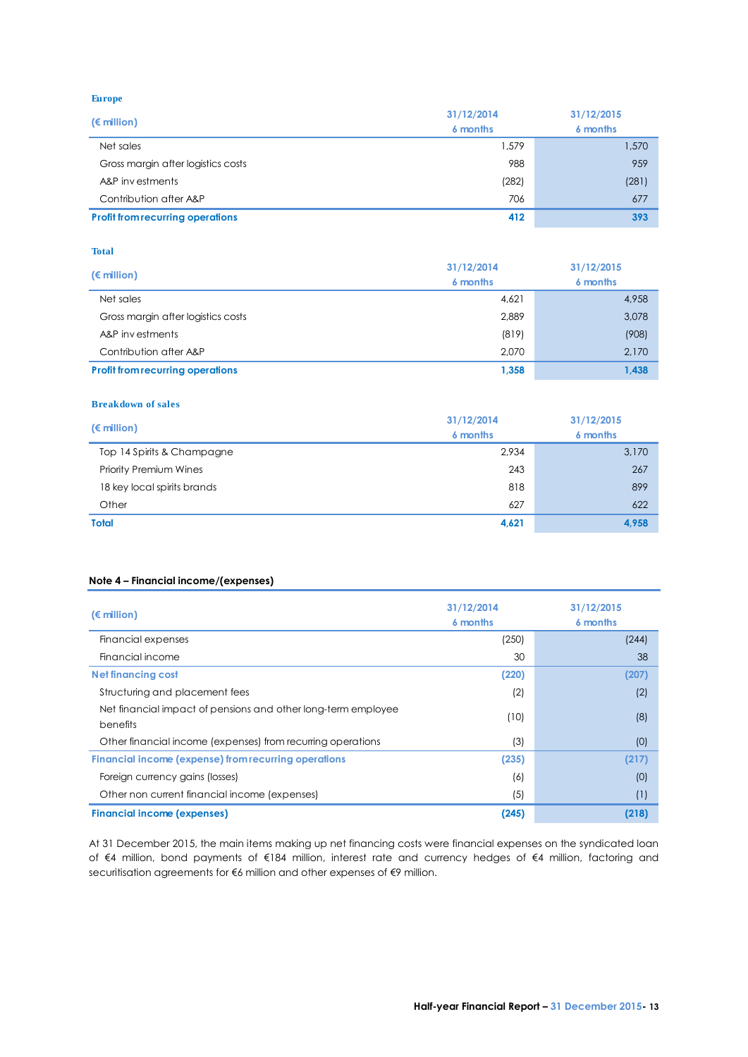**Europe**

| (€ million) | 31/12/2014 6 months | 31/12/2015 6 months |
|---|---|---|
| Net sales | 1,579 | 1,570 |
| Gross margin after logistics costs | 988 | 959 |
| A&P investments | (282) | (281) |
| Contribution after A&P | 706 | 677 |
| **Profit from recurring operations** | **412** | **393** |

**Total**

| (€ million) | 31/12/2014 6 months | 31/12/2015 6 months |
|---|---|---|
| Net sales | 4,621 | 4,958 |
| Gross margin after logistics costs | 2,889 | 3,078 |
| A&P investments | (819) | (908) |
| Contribution after A&P | 2,070 | 2,170 |
| **Profit from recurring operations** | **1,358** | **1,438** |

**Breakdown of sales**

| (€ million) | 31/12/2014 6 months | 31/12/2015 6 months |
|---|---|---|
| Top 14 Spirits & Champagne | 2,934 | 3,170 |
| Priority Premium Wines | 243 | 267 |
| 18 key local spirits brands | 818 | 899 |
| Other | 627 | 622 |
| **Total** | **4,621** | **4,958** |

### Note 4 – Financial income/(expenses)

| (€ million) | 31/12/2014 6 months | 31/12/2015 6 months |
|---|---|---|
| Financial expenses | (250) | (244) |
| Financial income | 30 | 38 |
| **Net financing cost** | **(220)** | **(207)** |
| Structuring and placement fees | (2) | (2) |
| Net financial impact of pensions and other long-term employee benefits | (10) | (8) |
| Other financial income (expenses) from recurring operations | (3) | (0) |
| **Financial income (expense) from recurring operations** | **(235)** | **(217)** |
| Foreign currency gains (losses) | (6) | (0) |
| Other non current financial income (expenses) | (5) | (1) |
| **Financial income (expenses)** | **(245)** | **(218)** |

At 31 December 2015, the main items making up net financing costs were financial expenses on the syndicated loan of €4 million, bond payments of €184 million, interest rate and currency hedges of €4 million, factoring and securitisation agreements for €6 million and other expenses of €9 million.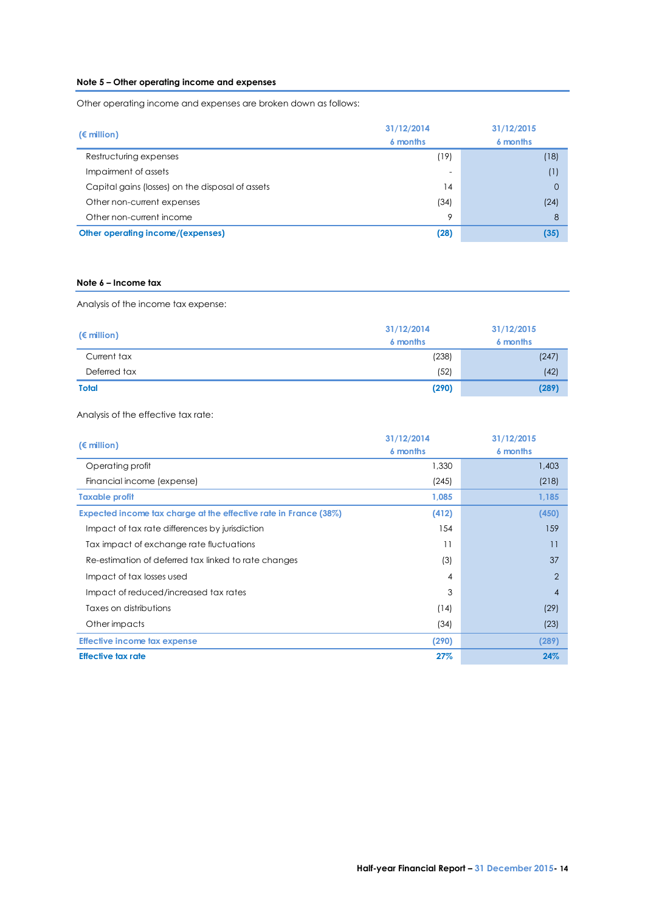### Note 5 – Other operating income and expenses

Other operating income and expenses are broken down as follows:

| (€ million) | 31/12/2014 6 months | 31/12/2015 6 months |
|---|---|---|
| Restructuring expenses | (19) | (18) |
| Impairment of assets | - | (1) |
| Capital gains (losses) on the disposal of assets | 14 | 0 |
| Other non-current expenses | (34) | (24) |
| Other non-current income | 9 | 8 |
| **Other operating income/(expenses)** | **(28)** | **(35)** |

### Note 6 – Income tax

Analysis of the income tax expense:

| (€ million) | 31/12/2014 6 months | 31/12/2015 6 months |
|---|---|---|
| Current tax | (238) | (247) |
| Deferred tax | (52) | (42) |
| **Total** | **(290)** | **(289)** |

Analysis of the effective tax rate:

| (€ million) | 31/12/2014 6 months | 31/12/2015 6 months |
|---|---|---|
| Operating profit | 1,330 | 1,403 |
| Financial income (expense) | (245) | (218) |
| **Taxable profit** | **1,085** | **1,185** |
| **Expected income tax charge at the effective rate in France (38%)** | **(412)** | **(450)** |
| Impact of tax rate differences by jurisdiction | 154 | 159 |
| Tax impact of exchange rate fluctuations | 11 | 11 |
| Re-estimation of deferred tax linked to rate changes | (3) | 37 |
| Impact of tax losses used | 4 | 2 |
| Impact of reduced/increased tax rates | 3 | 4 |
| Taxes on distributions | (14) | (29) |
| Other impacts | (34) | (23) |
| **Effective income tax expense** | **(290)** | **(289)** |
| **Effective tax rate** | **27%** | **24%** |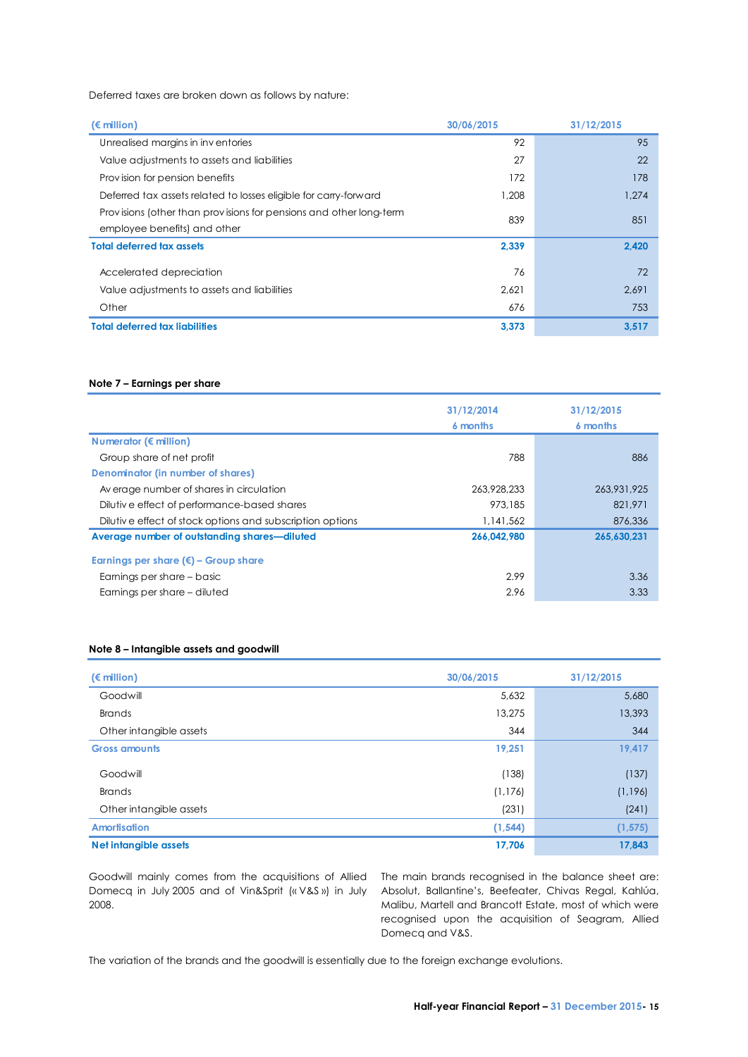Deferred taxes are broken down as follows by nature:

| (€ million) | 30/06/2015 | 31/12/2015 |
|---|---|---|
| Unrealised margins in inventories | 92 | 95 |
| Value adjustments to assets and liabilities | 27 | 22 |
| Provision for pension benefits | 172 | 178 |
| Deferred tax assets related to losses eligible for carry-forward | 1,208 | 1,274 |
| Provisions (other than provisions for pensions and other long-term employee benefits) and other | 839 | 851 |
| **Total deferred tax assets** | **2,339** | **2,420** |
| Accelerated depreciation | 76 | 72 |
| Value adjustments to assets and liabilities | 2,621 | 2,691 |
| Other | 676 | 753 |
| **Total deferred tax liabilities** | **3,373** | **3,517** |

#### Note 7 – Earnings per share

| | 31/12/2014 6 months | 31/12/2015 6 months |
|---|---|---|
| **Numerator (€ million)** | | |
| Group share of net profit | 788 | 886 |
| **Denominator (in number of shares)** | | |
| Average number of shares in circulation | 263,928,233 | 263,931,925 |
| Dilutive effect of performance-based shares | 973,185 | 821,971 |
| Dilutive effect of stock options and subscription options | 1,141,562 | 876,336 |
| **Average number of outstanding shares—diluted** | **266,042,980** | **265,630,231** |
| **Earnings per share (€) – Group share** | | |
| Earnings per share – basic | 2.99 | 3.36 |
| Earnings per share – diluted | 2.96 | 3.33 |

#### Note 8 – Intangible assets and goodwill

| (€ million) | 30/06/2015 | 31/12/2015 |
|---|---|---|
| Goodwill | 5,632 | 5,680 |
| Brands | 13,275 | 13,393 |
| Other intangible assets | 344 | 344 |
| **Gross amounts** | **19,251** | **19,417** |
| Goodwill | (138) | (137) |
| Brands | (1,176) | (1,196) |
| Other intangible assets | (231) | (241) |
| **Amortisation** | **(1,544)** | **(1,575)** |
| **Net intangible assets** | **17,706** | **17,843** |

Goodwill mainly comes from the acquisitions of Allied Domecq in July 2005 and of Vin&Sprit (« V&S ») in July 2008.

The main brands recognised in the balance sheet are: Absolut, Ballantine's, Beefeater, Chivas Regal, Kahlúa, Malibu, Martell and Brancott Estate, most of which were recognised upon the acquisition of Seagram, Allied Domecq and V&S.

The variation of the brands and the goodwill is essentially due to the foreign exchange evolutions.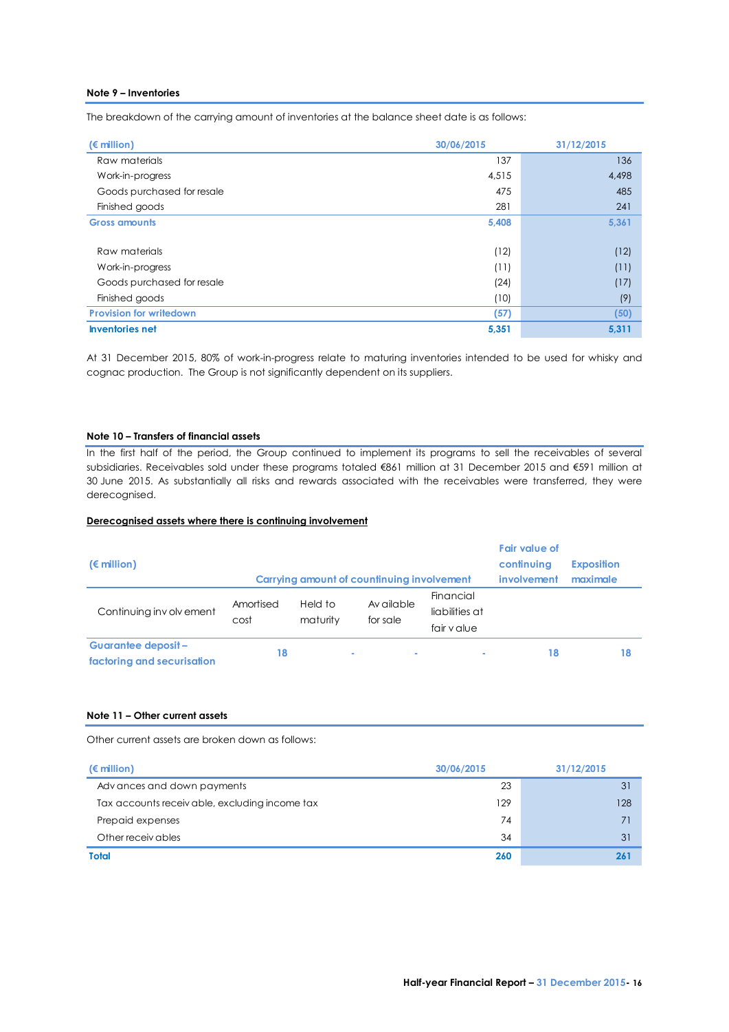### Note 9 – Inventories

The breakdown of the carrying amount of inventories at the balance sheet date is as follows:

| (€ million) | 30/06/2015 | 31/12/2015 |
|---|---|---|
| Raw materials | 137 | 136 |
| Work-in-progress | 4,515 | 4,498 |
| Goods purchased for resale | 475 | 485 |
| Finished goods | 281 | 241 |
| **Gross amounts** | **5,408** | **5,361** |
| Raw materials | (12) | (12) |
| Work-in-progress | (11) | (11) |
| Goods purchased for resale | (24) | (17) |
| Finished goods | (10) | (9) |
| **Provision for writedown** | **(57)** | **(50)** |
| **Inventories net** | **5,351** | **5,311** |

At 31 December 2015, 80% of work-in-progress relate to maturing inventories intended to be used for whisky and cognac production. The Group is not significantly dependent on its suppliers.

### Note 10 – Transfers of financial assets

In the first half of the period, the Group continued to implement its programs to sell the receivables of several subsidiaries. Receivables sold under these programs totaled €861 million at 31 December 2015 and €591 million at 30 June 2015. As substantially all risks and rewards associated with the receivables were transferred, they were derecognised.

**Derecognised assets where there is continuing involvement**

| (€ million) | Carrying amount of countinuing involvement | | | | Fair value of continuing involvement | Exposition maximale |
|---|---|---|---|---|---|---|
| Continuing involvement | Amortised cost | Held to maturity | Available for sale | Financial liabilities at fair value | | |
| **Guarantee deposit – factoring and securisation** | 18 | - | - | - | 18 | 18 |

### Note 11 – Other current assets

Other current assets are broken down as follows:

| (€ million) | 30/06/2015 | 31/12/2015 |
|---|---|---|
| Advances and down payments | 23 | 31 |
| Tax accounts receivable, excluding income tax | 129 | 128 |
| Prepaid expenses | 74 | 71 |
| Other receivables | 34 | 31 |
| **Total** | **260** | **261** |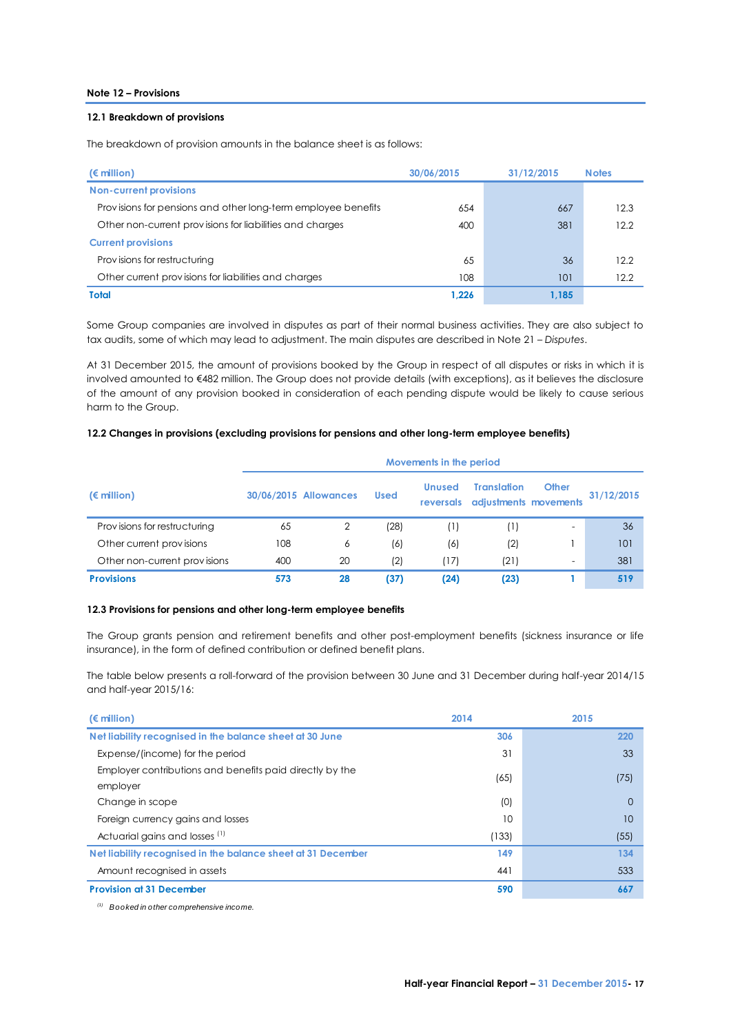## Note 12 – Provisions

### 12.1 Breakdown of provisions

The breakdown of provision amounts in the balance sheet is as follows:

| (€ million) | 30/06/2015 | 31/12/2015 | Notes |
|---|---|---|---|
| **Non-current provisions** | | | |
| Provisions for pensions and other long-term employee benefits | 654 | 667 | 12.3 |
| Other non-current provisions for liabilities and charges | 400 | 381 | 12.2 |
| **Current provisions** | | | |
| Provisions for restructuring | 65 | 36 | 12.2 |
| Other current provisions for liabilities and charges | 108 | 101 | 12.2 |
| **Total** | **1,226** | **1,185** | |

Some Group companies are involved in disputes as part of their normal business activities. They are also subject to tax audits, some of which may lead to adjustment. The main disputes are described in Note 21 – *Disputes*.

At 31 December 2015, the amount of provisions booked by the Group in respect of all disputes or risks in which it is involved amounted to €482 million. The Group does not provide details (with exceptions), as it believes the disclosure of the amount of any provision booked in consideration of each pending dispute would be likely to cause serious harm to the Group.

### 12.2 Changes in provisions (excluding provisions for pensions and other long-term employee benefits)

| (€ million) | 30/06/2015 | Movements in the period | | | | | 31/12/2015 |
|---|---|---|---|---|---|---|---|
| | | Allowances | Used | Unused reversals | Translation adjustments | Other movements | |
| Provisions for restructuring | 65 | 2 | (28) | (1) | (1) | - | 36 |
| Other current provisions | 108 | 6 | (6) | (6) | (2) | 1 | 101 |
| Other non-current provisions | 400 | 20 | (2) | (17) | (21) | - | 381 |
| **Provisions** | **573** | **28** | **(37)** | **(24)** | **(23)** | **1** | **519** |

### 12.3 Provisions for pensions and other long-term employee benefits

The Group grants pension and retirement benefits and other post-employment benefits (sickness insurance or life insurance), in the form of defined contribution or defined benefit plans.

The table below presents a roll-forward of the provision between 30 June and 31 December during half-year 2014/15 and half-year 2015/16:

| (€ million) | 2014 | 2015 |
|---|---|---|
| **Net liability recognised in the balance sheet at 30 June** | **306** | **220** |
| Expense/(income) for the period | 31 | 33 |
| Employer contributions and benefits paid directly by the employer | (65) | (75) |
| Change in scope | (0) | 0 |
| Foreign currency gains and losses | 10 | 10 |
| Actuarial gains and losses [1] | (133) | (55) |
| **Net liability recognised in the balance sheet at 31 December** | **149** | **134** |
| Amount recognised in assets | 441 | 533 |
| **Provision at 31 December** | **590** | **667** |

[1] *Booked in other comprehensive income.*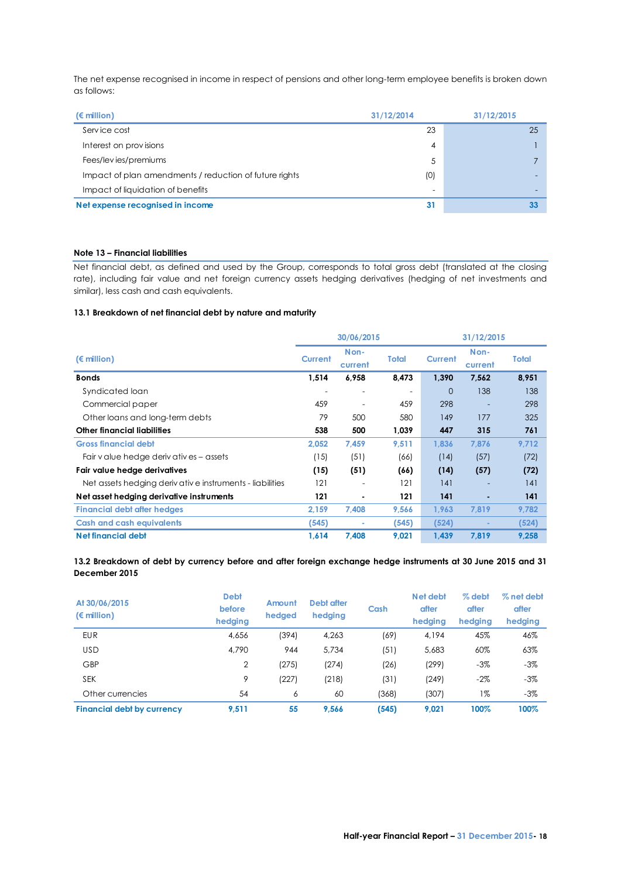The net expense recognised in income in respect of pensions and other long-term employee benefits is broken down as follows:

| (€ million) | 31/12/2014 | 31/12/2015 |
|---|---|---|
| Service cost | 23 | 25 |
| Interest on provisions | 4 | 1 |
| Fees/levies/premiums | 5 | 7 |
| Impact of plan amendments / reduction of future rights | (0) | - |
| Impact of liquidation of benefits | - | - |
| **Net expense recognised in income** | **31** | **33** |

**Note 13 – Financial liabilities**

Net financial debt, as defined and used by the Group, corresponds to total gross debt (translated at the closing rate), including fair value and net foreign currency assets hedging derivatives (hedging of net investments and similar), less cash and cash equivalents.

**13.1 Breakdown of net financial debt by nature and maturity**

| (€ million) | 30/06/2015 | | | 31/12/2015 | | |
|---|---|---|---|---|---|---|
| | Current | Non-current | Total | Current | Non-current | Total |
| **Bonds** | **1,514** | **6,958** | **8,473** | **1,390** | **7,562** | **8,951** |
| Syndicated loan | - | - | - | 0 | 138 | 138 |
| Commercial paper | 459 | - | 459 | 298 | - | 298 |
| Other loans and long-term debts | 79 | 500 | 580 | 149 | 177 | 325 |
| **Other financial liabilities** | **538** | **500** | **1,039** | **447** | **315** | **761** |
| **Gross financial debt** | **2,052** | **7,459** | **9,511** | **1,836** | **7,876** | **9,712** |
| Fair value hedge derivatives – assets | (15) | (51) | (66) | (14) | (57) | (72) |
| **Fair value hedge derivatives** | **(15)** | **(51)** | **(66)** | **(14)** | **(57)** | **(72)** |
| Net assets hedging derivative instruments - liabilities | 121 | - | 121 | 141 | - | 141 |
| **Net asset hedging derivative instruments** | **121** | **-** | **121** | **141** | **-** | **141** |
| **Financial debt after hedges** | **2,159** | **7,408** | **9,566** | **1,963** | **7,819** | **9,782** |
| **Cash and cash equivalents** | **(545)** | **-** | **(545)** | **(524)** | **-** | **(524)** |
| **Net financial debt** | **1,614** | **7,408** | **9,021** | **1,439** | **7,819** | **9,258** |

**13.2 Breakdown of debt by currency before and after foreign exchange hedge instruments at 30 June 2015 and 31 December 2015**

| At 30/06/2015 (€ million) | Debt before hedging | Amount hedged | Debt after hedging | Cash | Net debt after hedging | % debt after hedging | % net debt after hedging |
|---|---|---|---|---|---|---|---|
| EUR | 4,656 | (394) | 4,263 | (69) | 4,194 | 45% | 46% |
| USD | 4,790 | 944 | 5,734 | (51) | 5,683 | 60% | 63% |
| GBP | 2 | (275) | (274) | (26) | (299) | -3% | -3% |
| SEK | 9 | (227) | (218) | (31) | (249) | -2% | -3% |
| Other currencies | 54 | 6 | 60 | (368) | (307) | 1% | -3% |
| **Financial debt by currency** | **9,511** | **55** | **9,566** | **(545)** | **9,021** | **100%** | **100%** |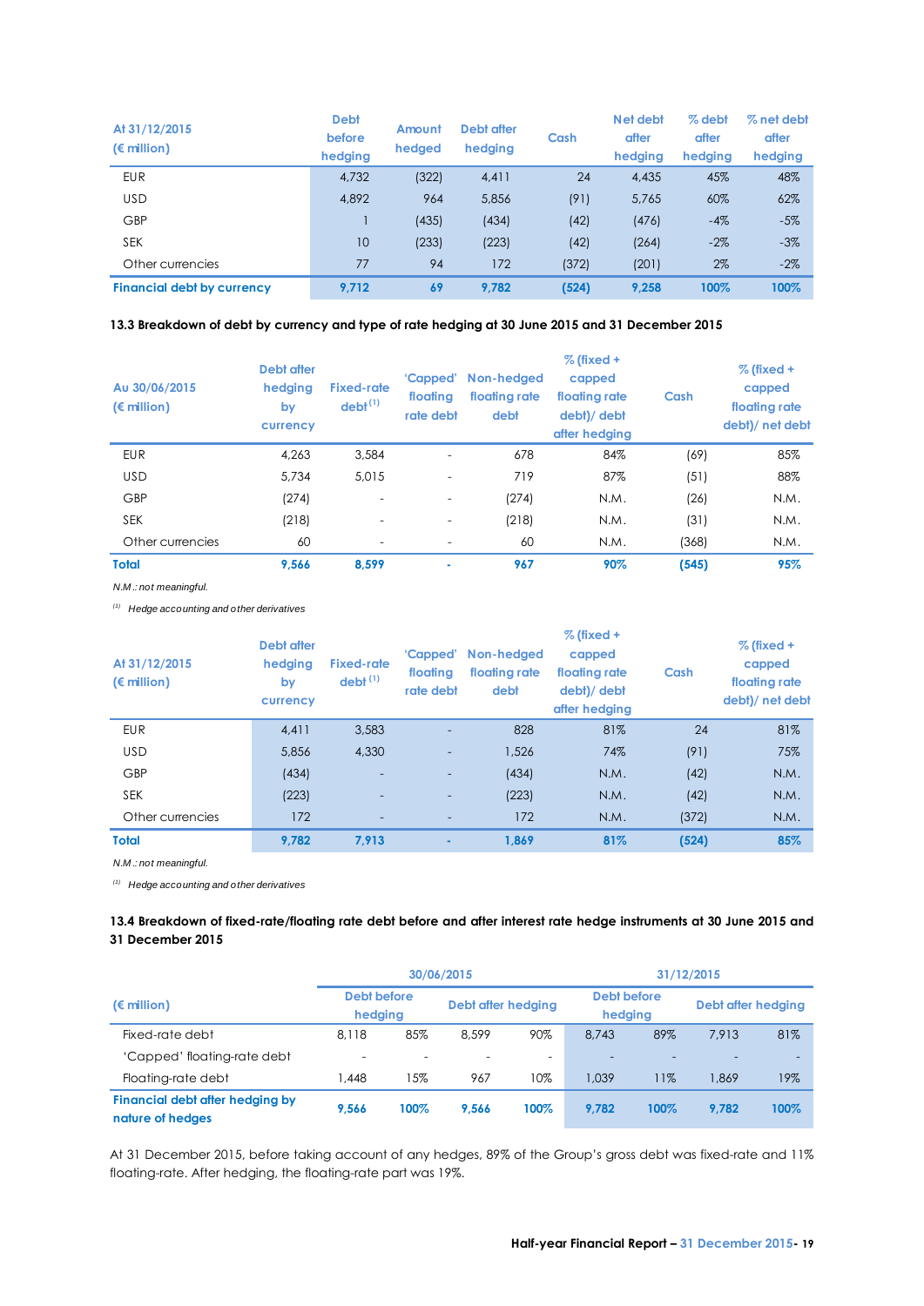| At 31/12/2015 (€ million) | Debt before hedging | Amount hedged | Debt after hedging | Cash | Net debt after hedging | % debt after hedging | % net debt after hedging |
|---|---|---|---|---|---|---|---|
| EUR | 4,732 | (322) | 4,411 | 24 | 4,435 | 45% | 48% |
| USD | 4,892 | 964 | 5,856 | (91) | 5,765 | 60% | 62% |
| GBP | 1 | (435) | (434) | (42) | (476) | -4% | -5% |
| SEK | 10 | (233) | (223) | (42) | (264) | -2% | -3% |
| Other currencies | 77 | 94 | 172 | (372) | (201) | 2% | -2% |
| **Financial debt by currency** | **9,712** | **69** | **9,782** | **(524)** | **9,258** | **100%** | **100%** |

**13.3 Breakdown of debt by currency and type of rate hedging at 30 June 2015 and 31 December 2015**

| Au 30/06/2015 (€ million) | Debt after hedging by currency | Fixed-rate debt [1] | 'Capped' floating rate debt | Non-hedged floating rate debt | % (fixed + capped floating rate debt)/ debt after hedging | Cash | % (fixed + capped floating rate debt)/ net debt |
|---|---|---|---|---|---|---|---|
| EUR | 4,263 | 3,584 | - | 678 | 84% | (69) | 85% |
| USD | 5,734 | 5,015 | - | 719 | 87% | (51) | 88% |
| GBP | (274) | - | - | (274) | N.M. | (26) | N.M. |
| SEK | (218) | - | - | (218) | N.M. | (31) | N.M. |
| Other currencies | 60 | - | - | 60 | N.M. | (368) | N.M. |
| **Total** | **9,566** | **8,599** | **-** | **967** | **90%** | **(545)** | **95%** |

*N.M.: not meaningful.*

*[1] Hedge accounting and other derivatives*

| At 31/12/2015 (€ million) | Debt after hedging by currency | Fixed-rate debt [1] | 'Capped' floating rate debt | Non-hedged floating rate debt | % (fixed + capped floating rate debt)/ debt after hedging | Cash | % (fixed + capped floating rate debt)/ net debt |
|---|---|---|---|---|---|---|---|
| EUR | 4,411 | 3,583 | - | 828 | 81% | 24 | 81% |
| USD | 5,856 | 4,330 | - | 1,526 | 74% | (91) | 75% |
| GBP | (434) | - | - | (434) | N.M. | (42) | N.M. |
| SEK | (223) | - | - | (223) | N.M. | (42) | N.M. |
| Other currencies | 172 | - | - | 172 | N.M. | (372) | N.M. |
| **Total** | **9,782** | **7,913** | **-** | **1,869** | **81%** | **(524)** | **85%** |

*N.M.: not meaningful.*

*[1] Hedge accounting and other derivatives*

**13.4 Breakdown of fixed-rate/floating rate debt before and after interest rate hedge instruments at 30 June 2015 and 31 December 2015**

| (€ million) | 30/06/2015 | | | | 31/12/2015 | | | |
|---|---|---|---|---|---|---|---|---|
| | Debt before hedging | | Debt after hedging | | Debt before hedging | | Debt after hedging | |
| Fixed-rate debt | 8,118 | 85% | 8,599 | 90% | 8,743 | 89% | 7,913 | 81% |
| 'Capped' floating-rate debt | - | - | - | - | - | - | - | - |
| Floating-rate debt | 1,448 | 15% | 967 | 10% | 1,039 | 11% | 1,869 | 19% |
| **Financial debt after hedging by nature of hedges** | **9,566** | **100%** | **9,566** | **100%** | **9,782** | **100%** | **9,782** | **100%** |

At 31 December 2015, before taking account of any hedges, 89% of the Group's gross debt was fixed-rate and 11% floating-rate. After hedging, the floating-rate part was 19%.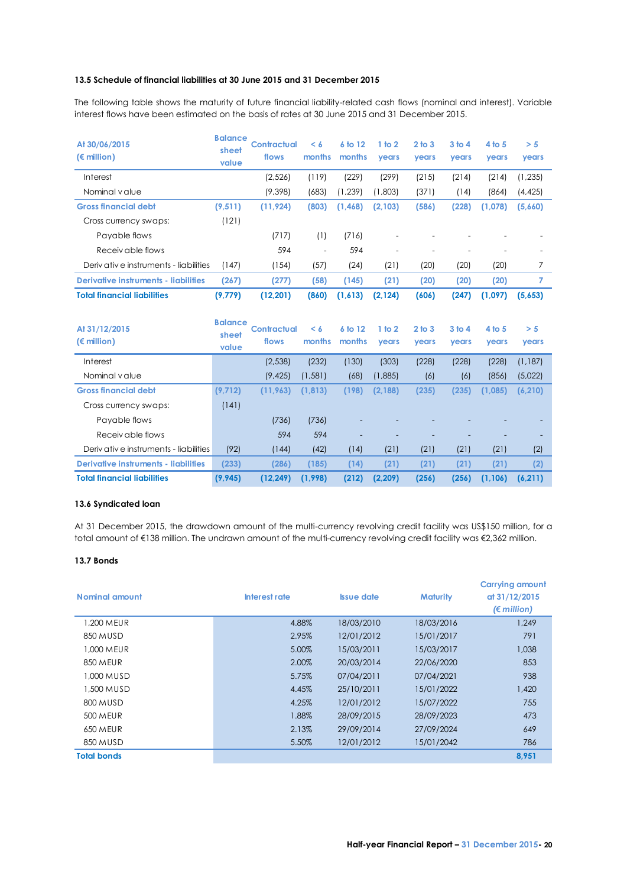### 13.5 Schedule of financial liabilities at 30 June 2015 and 31 December 2015

The following table shows the maturity of future financial liability-related cash flows (nominal and interest). Variable interest flows have been estimated on the basis of rates at 30 June 2015 and 31 December 2015.

| At 30/06/2015 (€ million) | Balance sheet value | Contractual flows | < 6 months | 6 to 12 months | 1 to 2 years | 2 to 3 years | 3 to 4 years | 4 to 5 years | > 5 years |
|---|---|---|---|---|---|---|---|---|---|
| Interest | | (2,526) | (119) | (229) | (299) | (215) | (214) | (214) | (1,235) |
| Nominal value | | (9,398) | (683) | (1,239) | (1,803) | (371) | (14) | (864) | (4,425) |
| **Gross financial debt** | **(9,511)** | **(11,924)** | **(803)** | **(1,468)** | **(2,103)** | **(586)** | **(228)** | **(1,078)** | **(5,660)** |
| Cross currency swaps: | (121) | | | | | | | | |
| Payable flows | | (717) | (1) | (716) | - | - | - | - | - |
| Receivable flows | | 594 | - | 594 | - | - | - | - | - |
| Derivative instruments - liabilities | (147) | (154) | (57) | (24) | (21) | (20) | (20) | (20) | 7 |
| **Derivative instruments - liabilities** | **(267)** | **(277)** | **(58)** | **(145)** | **(21)** | **(20)** | **(20)** | **(20)** | **7** |
| **Total financial liabilities** | **(9,779)** | **(12,201)** | **(860)** | **(1,613)** | **(2,124)** | **(606)** | **(247)** | **(1,097)** | **(5,653)** |

| At 31/12/2015 (€ million) | Balance sheet value | Contractual flows | < 6 months | 6 to 12 months | 1 to 2 years | 2 to 3 years | 3 to 4 years | 4 to 5 years | > 5 years |
|---|---|---|---|---|---|---|---|---|---|
| Interest | | (2,538) | (232) | (130) | (303) | (228) | (228) | (228) | (1,187) |
| Nominal value | | (9,425) | (1,581) | (68) | (1,885) | (6) | (6) | (856) | (5,022) |
| **Gross financial debt** | **(9,712)** | **(11,963)** | **(1,813)** | **(198)** | **(2,188)** | **(235)** | **(235)** | **(1,085)** | **(6,210)** |
| Cross currency swaps: | (141) | | | | | | | | |
| Payable flows | | (736) | (736) | - | - | - | - | - | - |
| Receivable flows | | 594 | 594 | - | - | - | - | - | - |
| Derivative instruments - liabilities | (92) | (144) | (42) | (14) | (21) | (21) | (21) | (21) | (2) |
| **Derivative instruments - liabilities** | **(233)** | **(286)** | **(185)** | **(14)** | **(21)** | **(21)** | **(21)** | **(21)** | **(2)** |
| **Total financial liabilities** | **(9,945)** | **(12,249)** | **(1,998)** | **(212)** | **(2,209)** | **(256)** | **(256)** | **(1,106)** | **(6,211)** |

### 13.6 Syndicated loan

At 31 December 2015, the drawdown amount of the multi-currency revolving credit facility was US$150 million, for a total amount of €138 million. The undrawn amount of the multi-currency revolving credit facility was €2,362 million.

### 13.7 Bonds

| Nominal amount | Interest rate | Issue date | Maturity | Carrying amount at 31/12/2015 *(€ million)* |
|---|---|---|---|---|
| 1,200 MEUR | 4.88% | 18/03/2010 | 18/03/2016 | 1,249 |
| 850 MUSD | 2.95% | 12/01/2012 | 15/01/2017 | 791 |
| 1,000 MEUR | 5.00% | 15/03/2011 | 15/03/2017 | 1,038 |
| 850 MEUR | 2.00% | 20/03/2014 | 22/06/2020 | 853 |
| 1,000 MUSD | 5.75% | 07/04/2011 | 07/04/2021 | 938 |
| 1,500 MUSD | 4.45% | 25/10/2011 | 15/01/2022 | 1,420 |
| 800 MUSD | 4.25% | 12/01/2012 | 15/07/2022 | 755 |
| 500 MEUR | 1.88% | 28/09/2015 | 28/09/2023 | 473 |
| 650 MEUR | 2.13% | 29/09/2014 | 27/09/2024 | 649 |
| 850 MUSD | 5.50% | 12/01/2012 | 15/01/2042 | 786 |
| **Total bonds** | | | | **8,951** |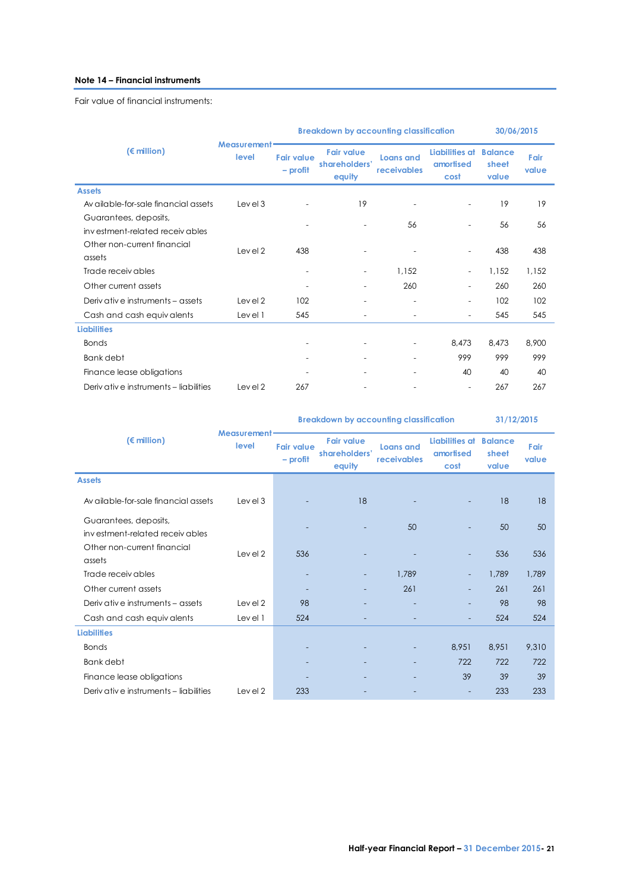## Note 14 – Financial instruments

Fair value of financial instruments:

| (€ million) | Measurement level | Breakdown by accounting classification | | | | 30/06/2015 | |
|---|---|---|---|---|---|---|---|
| | | Fair value – profit | Fair value shareholders' equity | Loans and receivables | Liabilities at amortised cost | Balance sheet value | Fair value |
| **Assets** | | | | | | | |
| Available-for-sale financial assets | Level 3 | - | 19 | - | - | 19 | 19 |
| Guarantees, deposits, investment-related receivables | | - | - | 56 | - | 56 | 56 |
| Other non-current financial assets | Level 2 | 438 | - | - | - | 438 | 438 |
| Trade receivables | | - | - | 1,152 | - | 1,152 | 1,152 |
| Other current assets | | - | - | 260 | - | 260 | 260 |
| Derivative instruments – assets | Level 2 | 102 | - | - | - | 102 | 102 |
| Cash and cash equivalents | Level 1 | 545 | - | - | - | 545 | 545 |
| **Liabilities** | | | | | | | |
| Bonds | | - | - | - | 8,473 | 8,473 | 8,900 |
| Bank debt | | - | - | - | 999 | 999 | 999 |
| Finance lease obligations | | - | - | - | 40 | 40 | 40 |
| Derivative instruments – liabilities | Level 2 | 267 | - | - | - | 267 | 267 |

| (€ million) | Measurement level | Breakdown by accounting classification | | | | 31/12/2015 | |
|---|---|---|---|---|---|---|---|
| | | Fair value – profit | Fair value shareholders' equity | Loans and receivables | Liabilities at amortised cost | Balance sheet value | Fair value |
| **Assets** | | | | | | | |
| Available-for-sale financial assets | Level 3 | - | 18 | - | - | 18 | 18 |
| Guarantees, deposits, investment-related receivables | | - | - | 50 | - | 50 | 50 |
| Other non-current financial assets | Level 2 | 536 | - | - | - | 536 | 536 |
| Trade receivables | | - | - | 1,789 | - | 1,789 | 1,789 |
| Other current assets | | - | - | 261 | - | 261 | 261 |
| Derivative instruments – assets | Level 2 | 98 | - | - | - | 98 | 98 |
| Cash and cash equivalents | Level 1 | 524 | - | - | - | 524 | 524 |
| **Liabilities** | | | | | | | |
| Bonds | | - | - | - | 8,951 | 8,951 | 9,310 |
| Bank debt | | - | - | - | 722 | 722 | 722 |
| Finance lease obligations | | - | - | - | 39 | 39 | 39 |
| Derivative instruments – liabilities | Level 2 | 233 | - | - | - | 233 | 233 |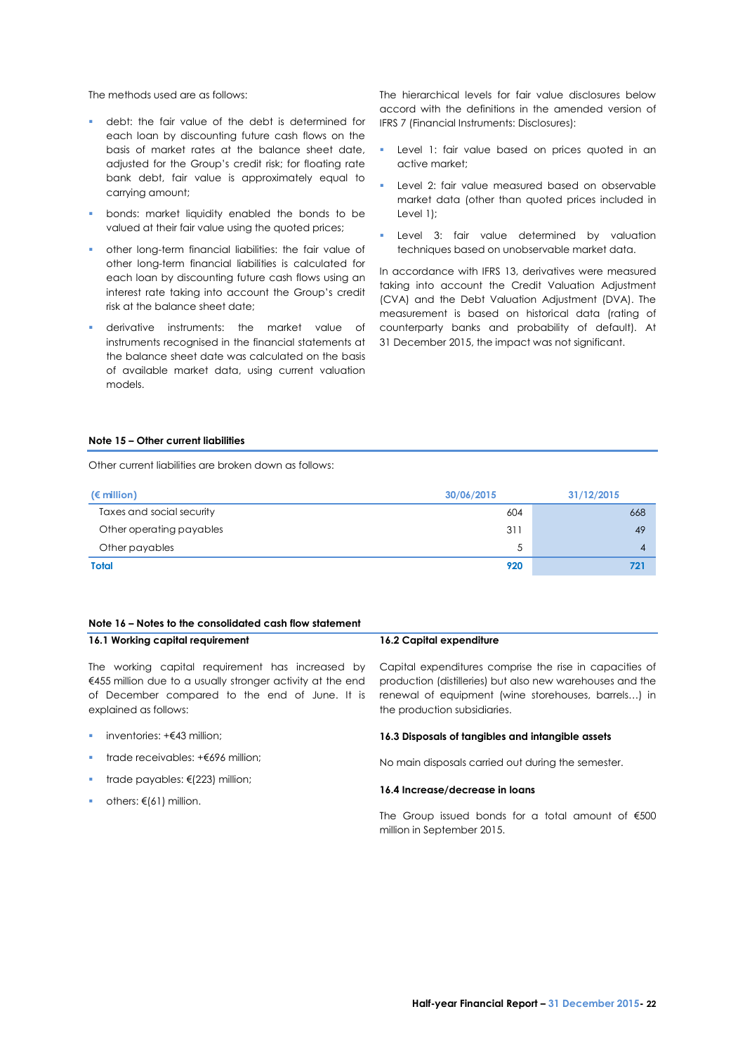The methods used are as follows:

- debt: the fair value of the debt is determined for each loan by discounting future cash flows on the basis of market rates at the balance sheet date, adjusted for the Group's credit risk; for floating rate bank debt, fair value is approximately equal to carrying amount;
- bonds: market liquidity enabled the bonds to be valued at their fair value using the quoted prices;
- other long-term financial liabilities: the fair value of other long-term financial liabilities is calculated for each loan by discounting future cash flows using an interest rate taking into account the Group's credit risk at the balance sheet date;
- derivative instruments: the market value of instruments recognised in the financial statements at the balance sheet date was calculated on the basis of available market data, using current valuation models.

The hierarchical levels for fair value disclosures below accord with the definitions in the amended version of IFRS 7 (Financial Instruments: Disclosures):

- Level 1: fair value based on prices quoted in an active market;
- Level 2: fair value measured based on observable market data (other than quoted prices included in Level 1);
- Level 3: fair value determined by valuation techniques based on unobservable market data.

In accordance with IFRS 13, derivatives were measured taking into account the Credit Valuation Adjustment (CVA) and the Debt Valuation Adjustment (DVA). The measurement is based on historical data (rating of counterparty banks and probability of default). At 31 December 2015, the impact was not significant.

## Note 15 – Other current liabilities

Other current liabilities are broken down as follows:

| (€ million) | 30/06/2015 | 31/12/2015 |
|---|---|---|
| Taxes and social security | 604 | 668 |
| Other operating payables | 311 | 49 |
| Other payables | 5 | 4 |
| **Total** | **920** | **721** |

## Note 16 – Notes to the consolidated cash flow statement

### 16.1 Working capital requirement

The working capital requirement has increased by €455 million due to a usually stronger activity at the end of December compared to the end of June. It is explained as follows:

- inventories: +€43 million;
- trade receivables: +€696 million;
- trade payables: €(223) million;
- others: €(61) million.

### 16.2 Capital expenditure

Capital expenditures comprise the rise in capacities of production (distilleries) but also new warehouses and the renewal of equipment (wine storehouses, barrels…) in the production subsidiaries.

### 16.3 Disposals of tangibles and intangible assets

No main disposals carried out during the semester.

### 16.4 Increase/decrease in loans

The Group issued bonds for a total amount of €500 million in September 2015.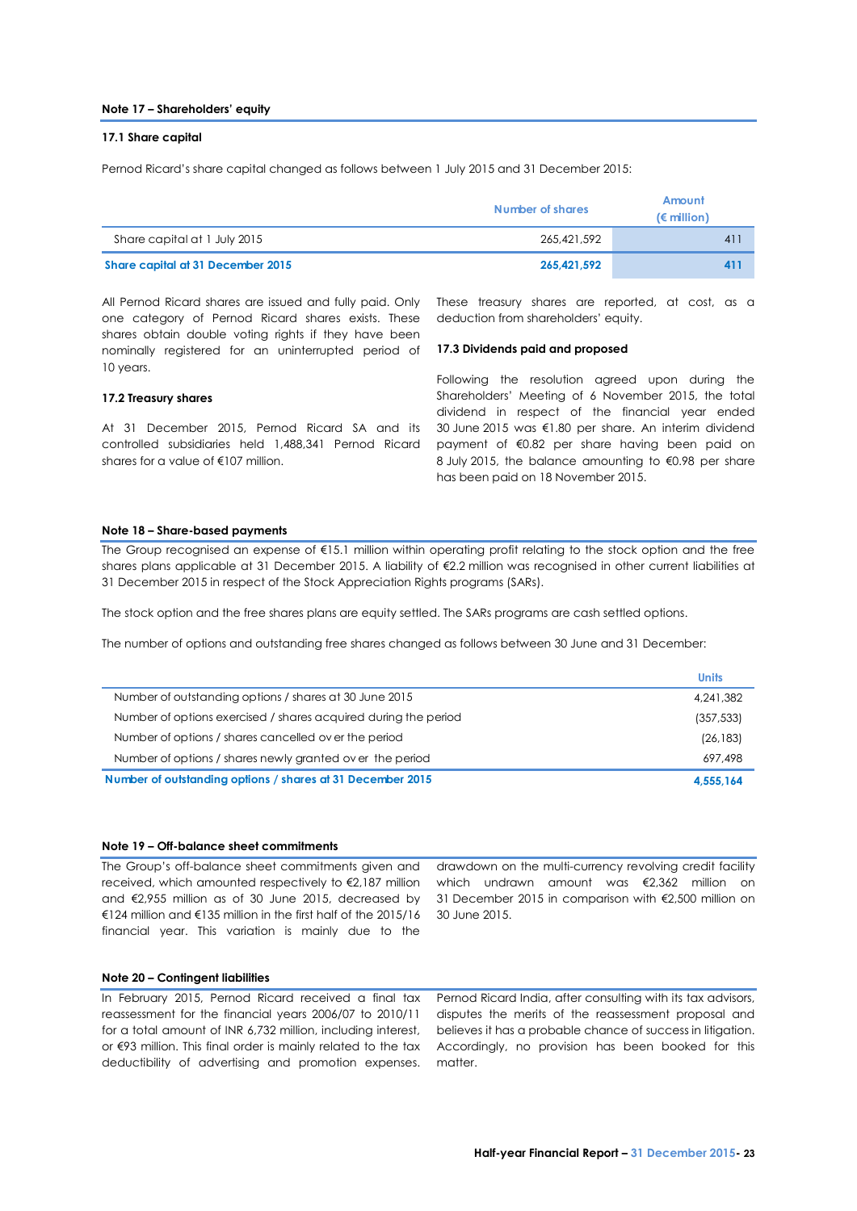## Note 17 – Shareholders' equity

### 17.1 Share capital

Pernod Ricard's share capital changed as follows between 1 July 2015 and 31 December 2015:

| | Number of shares | Amount (€ million) |
|---|---|---|
| Share capital at 1 July 2015 | 265,421,592 | 411 |
| **Share capital at 31 December 2015** | **265,421,592** | **411** |

All Pernod Ricard shares are issued and fully paid. Only one category of Pernod Ricard shares exists. These shares obtain double voting rights if they have been nominally registered for an uninterrupted period of 10 years.

### 17.2 Treasury shares

At 31 December 2015, Pernod Ricard SA and its controlled subsidiaries held 1,488,341 Pernod Ricard shares for a value of €107 million.

These treasury shares are reported, at cost, as a deduction from shareholders' equity.

### 17.3 Dividends paid and proposed

Following the resolution agreed upon during the Shareholders' Meeting of 6 November 2015, the total dividend in respect of the financial year ended 30 June 2015 was €1.80 per share. An interim dividend payment of €0.82 per share having been paid on 8 July 2015, the balance amounting to €0.98 per share has been paid on 18 November 2015.

## Note 18 – Share-based payments

The Group recognised an expense of €15.1 million within operating profit relating to the stock option and the free shares plans applicable at 31 December 2015. A liability of €2.2 million was recognised in other current liabilities at 31 December 2015 in respect of the Stock Appreciation Rights programs (SARs).

The stock option and the free shares plans are equity settled. The SARs programs are cash settled options.

The number of options and outstanding free shares changed as follows between 30 June and 31 December:

| | Units |
|---|---|
| Number of outstanding options / shares at 30 June 2015 | 4,241,382 |
| Number of options exercised / shares acquired during the period | (357,533) |
| Number of options / shares cancelled over the period | (26,183) |
| Number of options / shares newly granted over the period | 697,498 |
| **Number of outstanding options / shares at 31 December 2015** | **4,555,164** |

## Note 19 – Off-balance sheet commitments

The Group's off-balance sheet commitments given and received, which amounted respectively to €2,187 million and €2,955 million as of 30 June 2015, decreased by €124 million and €135 million in the first half of the 2015/16 financial year. This variation is mainly due to the drawdown on the multi-currency revolving credit facility which undrawn amount was €2,362 million on 31 December 2015 in comparison with €2,500 million on 30 June 2015.

## Note 20 – Contingent liabilities

In February 2015, Pernod Ricard received a final tax reassessment for the financial years 2006/07 to 2010/11 for a total amount of INR 6,732 million, including interest, or €93 million. This final order is mainly related to the tax deductibility of advertising and promotion expenses. Pernod Ricard India, after consulting with its tax advisors, disputes the merits of the reassessment proposal and believes it has a probable chance of success in litigation. Accordingly, no provision has been booked for this matter.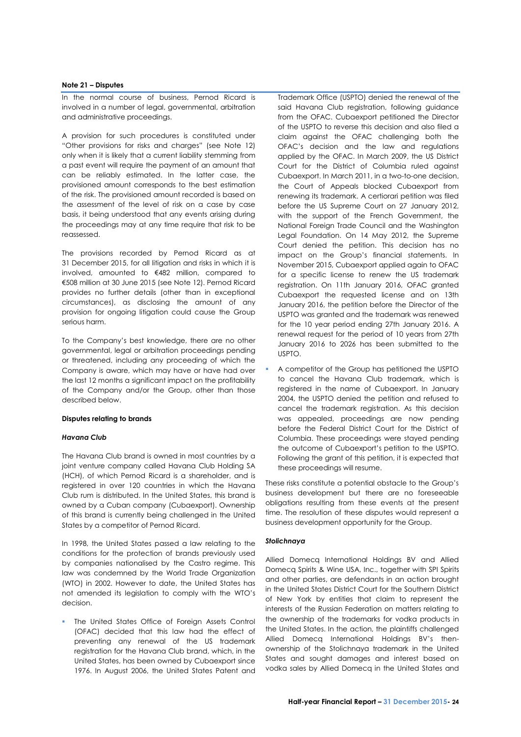### Note 21 – Disputes

In the normal course of business, Pernod Ricard is involved in a number of legal, governmental, arbitration and administrative proceedings.

A provision for such procedures is constituted under "Other provisions for risks and charges" (see Note 12) only when it is likely that a current liability stemming from a past event will require the payment of an amount that can be reliably estimated. In the latter case, the provisioned amount corresponds to the best estimation of the risk. The provisioned amount recorded is based on the assessment of the level of risk on a case by case basis, it being understood that any events arising during the proceedings may at any time require that risk to be reassessed.

The provisions recorded by Pernod Ricard as at 31 December 2015, for all litigation and risks in which it is involved, amounted to €482 million, compared to €508 million at 30 June 2015 (see Note 12). Pernod Ricard provides no further details (other than in exceptional circumstances), as disclosing the amount of any provision for ongoing litigation could cause the Group serious harm.

To the Company's best knowledge, there are no other governmental, legal or arbitration proceedings pending or threatened, including any proceeding of which the Company is aware, which may have or have had over the last 12 months a significant impact on the profitability of the Company and/or the Group, other than those described below.

#### Disputes relating to brands

##### *Havana Club*

The Havana Club brand is owned in most countries by a joint venture company called Havana Club Holding SA (HCH), of which Pernod Ricard is a shareholder, and is registered in over 120 countries in which the Havana Club rum is distributed. In the United States, this brand is owned by a Cuban company (Cubaexport). Ownership of this brand is currently being challenged in the United States by a competitor of Pernod Ricard.

In 1998, the United States passed a law relating to the conditions for the protection of brands previously used by companies nationalised by the Castro regime. This law was condemned by the World Trade Organization (WTO) in 2002. However to date, the United States has not amended its legislation to comply with the WTO's decision.

- The United States Office of Foreign Assets Control (OFAC) decided that this law had the effect of preventing any renewal of the US trademark registration for the Havana Club brand, which, in the United States, has been owned by Cubaexport since 1976. In August 2006, the United States Patent and Trademark Office (USPTO) denied the renewal of the said Havana Club registration, following guidance from the OFAC. Cubaexport petitioned the Director of the USPTO to reverse this decision and also filed a claim against the OFAC challenging both the OFAC's decision and the law and regulations applied by the OFAC. In March 2009, the US District Court for the District of Columbia ruled against Cubaexport. In March 2011, in a two-to-one decision, the Court of Appeals blocked Cubaexport from renewing its trademark. A certiorari petition was filed before the US Supreme Court on 27 January 2012, with the support of the French Government, the National Foreign Trade Council and the Washington Legal Foundation. On 14 May 2012, the Supreme Court denied the petition. This decision has no impact on the Group's financial statements. In November 2015, Cubaexport applied again to OFAC for a specific license to renew the US trademark registration. On 11th January 2016, OFAC granted Cubaexport the requested license and on 13th January 2016, the petition before the Director of the USPTO was granted and the trademark was renewed for the 10 year period ending 27th January 2016. A renewal request for the period of 10 years from 27th January 2016 to 2026 has been submitted to the USPTO.
- A competitor of the Group has petitioned the USPTO to cancel the Havana Club trademark, which is registered in the name of Cubaexport. In January 2004, the USPTO denied the petition and refused to cancel the trademark registration. As this decision was appealed, proceedings are now pending before the Federal District Court for the District of Columbia. These proceedings were stayed pending the outcome of Cubaexport's petition to the USPTO. Following the grant of this petition, it is expected that these proceedings will resume.

These risks constitute a potential obstacle to the Group's business development but there are no foreseeable obligations resulting from these events at the present time. The resolution of these disputes would represent a business development opportunity for the Group.

##### *Stolichnaya*

Allied Domecq International Holdings BV and Allied Domecq Spirits & Wine USA, Inc., together with SPI Spirits and other parties, are defendants in an action brought in the United States District Court for the Southern District of New York by entities that claim to represent the interests of the Russian Federation on matters relating to the ownership of the trademarks for vodka products in the United States. In the action, the plaintiffs challenged Allied Domecq International Holdings BV's then-ownership of the Stolichnaya trademark in the United States and sought damages and interest based on vodka sales by Allied Domecq in the United States and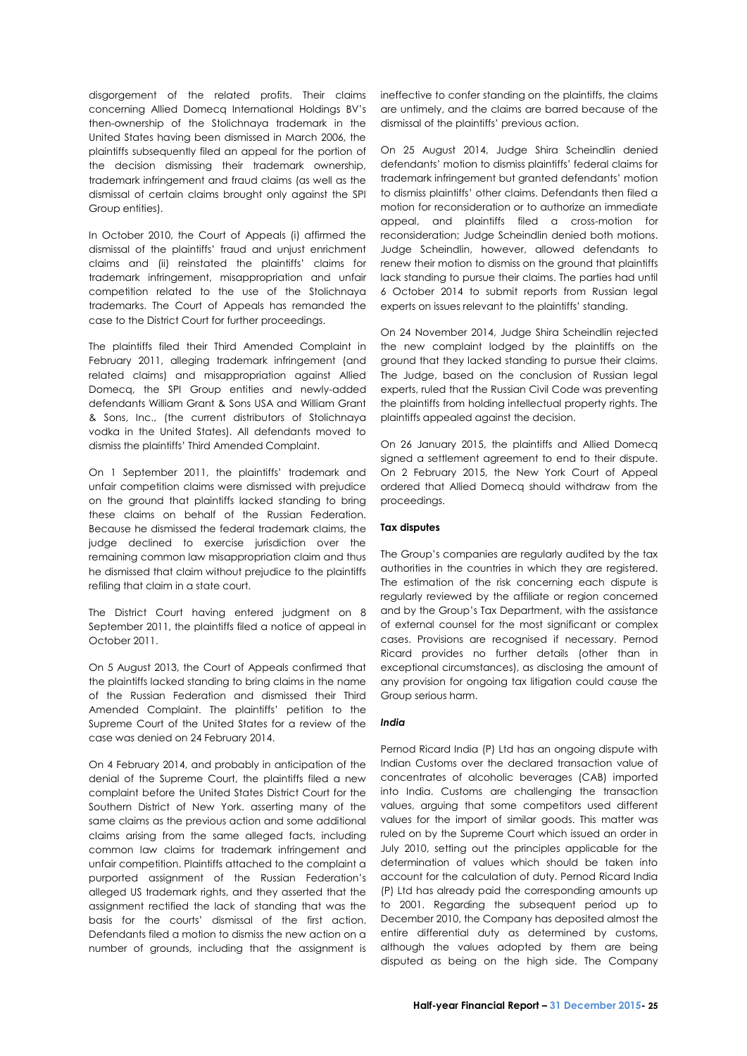disgorgement of the related profits. Their claims concerning Allied Domecq International Holdings BV's then-ownership of the Stolichnaya trademark in the United States having been dismissed in March 2006, the plaintiffs subsequently filed an appeal for the portion of the decision dismissing their trademark ownership, trademark infringement and fraud claims (as well as the dismissal of certain claims brought only against the SPI Group entities).

In October 2010, the Court of Appeals (i) affirmed the dismissal of the plaintiffs' fraud and unjust enrichment claims and (ii) reinstated the plaintiffs' claims for trademark infringement, misappropriation and unfair competition related to the use of the Stolichnaya trademarks. The Court of Appeals has remanded the case to the District Court for further proceedings.

The plaintiffs filed their Third Amended Complaint in February 2011, alleging trademark infringement (and related claims) and misappropriation against Allied Domecq, the SPI Group entities and newly-added defendants William Grant & Sons USA and William Grant & Sons, Inc., (the current distributors of Stolichnaya vodka in the United States). All defendants moved to dismiss the plaintiffs' Third Amended Complaint.

On 1 September 2011, the plaintiffs' trademark and unfair competition claims were dismissed with prejudice on the ground that plaintiffs lacked standing to bring these claims on behalf of the Russian Federation. Because he dismissed the federal trademark claims, the judge declined to exercise jurisdiction over the remaining common law misappropriation claim and thus he dismissed that claim without prejudice to the plaintiffs refiling that claim in a state court.

The District Court having entered judgment on 8 September 2011, the plaintiffs filed a notice of appeal in October 2011.

On 5 August 2013, the Court of Appeals confirmed that the plaintiffs lacked standing to bring claims in the name of the Russian Federation and dismissed their Third Amended Complaint. The plaintiffs' petition to the Supreme Court of the United States for a review of the case was denied on 24 February 2014.

On 4 February 2014, and probably in anticipation of the denial of the Supreme Court, the plaintiffs filed a new complaint before the United States District Court for the Southern District of New York. asserting many of the same claims as the previous action and some additional claims arising from the same alleged facts, including common law claims for trademark infringement and unfair competition. Plaintiffs attached to the complaint a purported assignment of the Russian Federation's alleged US trademark rights, and they asserted that the assignment rectified the lack of standing that was the basis for the courts' dismissal of the first action. Defendants filed a motion to dismiss the new action on a number of grounds, including that the assignment is ineffective to confer standing on the plaintiffs, the claims are untimely, and the claims are barred because of the dismissal of the plaintiffs' previous action.

On 25 August 2014, Judge Shira Scheindlin denied defendants' motion to dismiss plaintiffs' federal claims for trademark infringement but granted defendants' motion to dismiss plaintiffs' other claims. Defendants then filed a motion for reconsideration or to authorize an immediate appeal, and plaintiffs filed a cross-motion for reconsideration; Judge Scheindlin denied both motions. Judge Scheindlin, however, allowed defendants to renew their motion to dismiss on the ground that plaintiffs lack standing to pursue their claims. The parties had until 6 October 2014 to submit reports from Russian legal experts on issues relevant to the plaintiffs' standing.

On 24 November 2014, Judge Shira Scheindlin rejected the new complaint lodged by the plaintiffs on the ground that they lacked standing to pursue their claims. The Judge, based on the conclusion of Russian legal experts, ruled that the Russian Civil Code was preventing the plaintiffs from holding intellectual property rights. The plaintiffs appealed against the decision.

On 26 January 2015, the plaintiffs and Allied Domecq signed a settlement agreement to end to their dispute. On 2 February 2015, the New York Court of Appeal ordered that Allied Domecq should withdraw from the proceedings.

**Tax disputes**

The Group's companies are regularly audited by the tax authorities in the countries in which they are registered. The estimation of the risk concerning each dispute is regularly reviewed by the affiliate or region concerned and by the Group's Tax Department, with the assistance of external counsel for the most significant or complex cases. Provisions are recognised if necessary. Pernod Ricard provides no further details (other than in exceptional circumstances), as disclosing the amount of any provision for ongoing tax litigation could cause the Group serious harm.

***India***

Pernod Ricard India (P) Ltd has an ongoing dispute with Indian Customs over the declared transaction value of concentrates of alcoholic beverages (CAB) imported into India. Customs are challenging the transaction values, arguing that some competitors used different values for the import of similar goods. This matter was ruled on by the Supreme Court which issued an order in July 2010, setting out the principles applicable for the determination of values which should be taken into account for the calculation of duty. Pernod Ricard India (P) Ltd has already paid the corresponding amounts up to 2001. Regarding the subsequent period up to December 2010, the Company has deposited almost the entire differential duty as determined by customs, although the values adopted by them are being disputed as being on the high side. The Company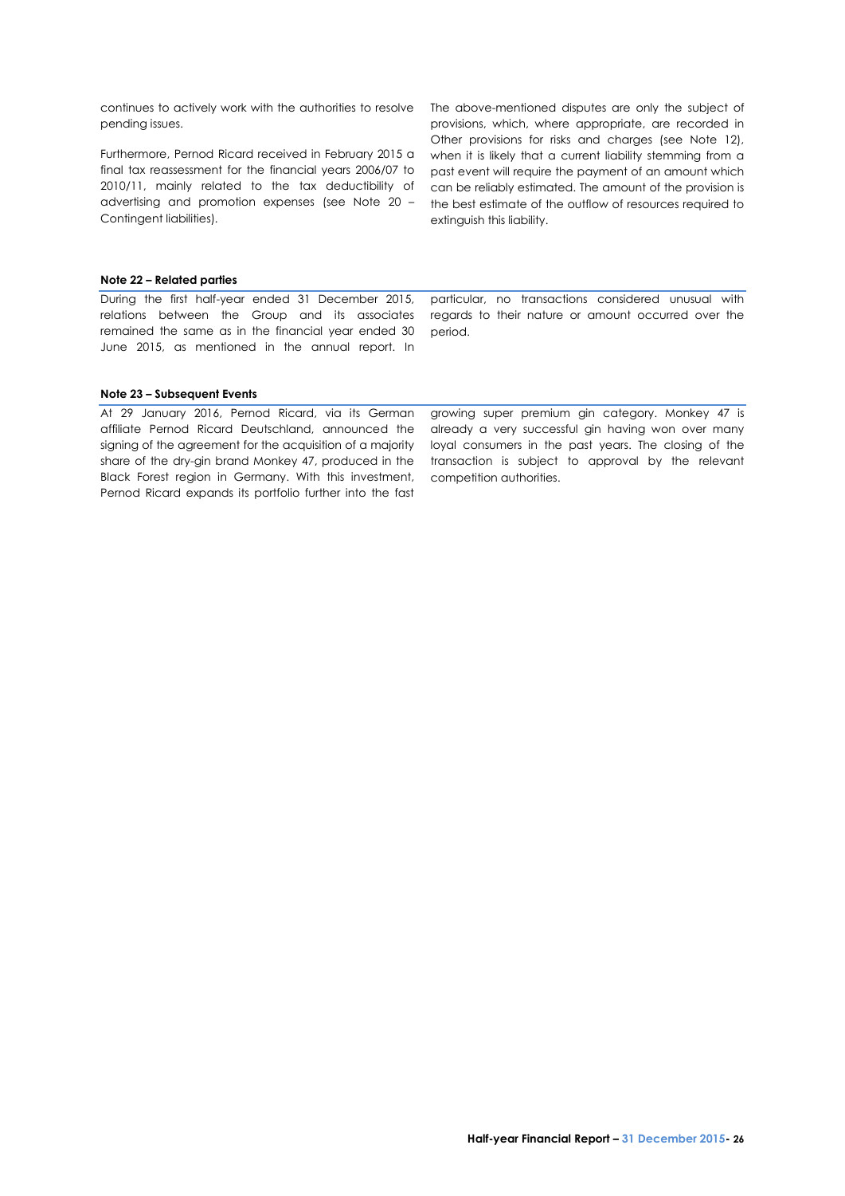continues to actively work with the authorities to resolve pending issues.

Furthermore, Pernod Ricard received in February 2015 a final tax reassessment for the financial years 2006/07 to 2010/11, mainly related to the tax deductibility of advertising and promotion expenses (see Note 20 – Contingent liabilities).

The above-mentioned disputes are only the subject of provisions, which, where appropriate, are recorded in Other provisions for risks and charges (see Note 12), when it is likely that a current liability stemming from a past event will require the payment of an amount which can be reliably estimated. The amount of the provision is the best estimate of the outflow of resources required to extinguish this liability.

**Note 22 – Related parties**

During the first half-year ended 31 December 2015, relations between the Group and its associates remained the same as in the financial year ended 30 June 2015, as mentioned in the annual report. In particular, no transactions considered unusual with regards to their nature or amount occurred over the period.

**Note 23 – Subsequent Events**

At 29 January 2016, Pernod Ricard, via its German affiliate Pernod Ricard Deutschland, announced the signing of the agreement for the acquisition of a majority share of the dry-gin brand Monkey 47, produced in the Black Forest region in Germany. With this investment, Pernod Ricard expands its portfolio further into the fast growing super premium gin category. Monkey 47 is already a very successful gin having won over many loyal consumers in the past years. The closing of the transaction is subject to approval by the relevant competition authorities.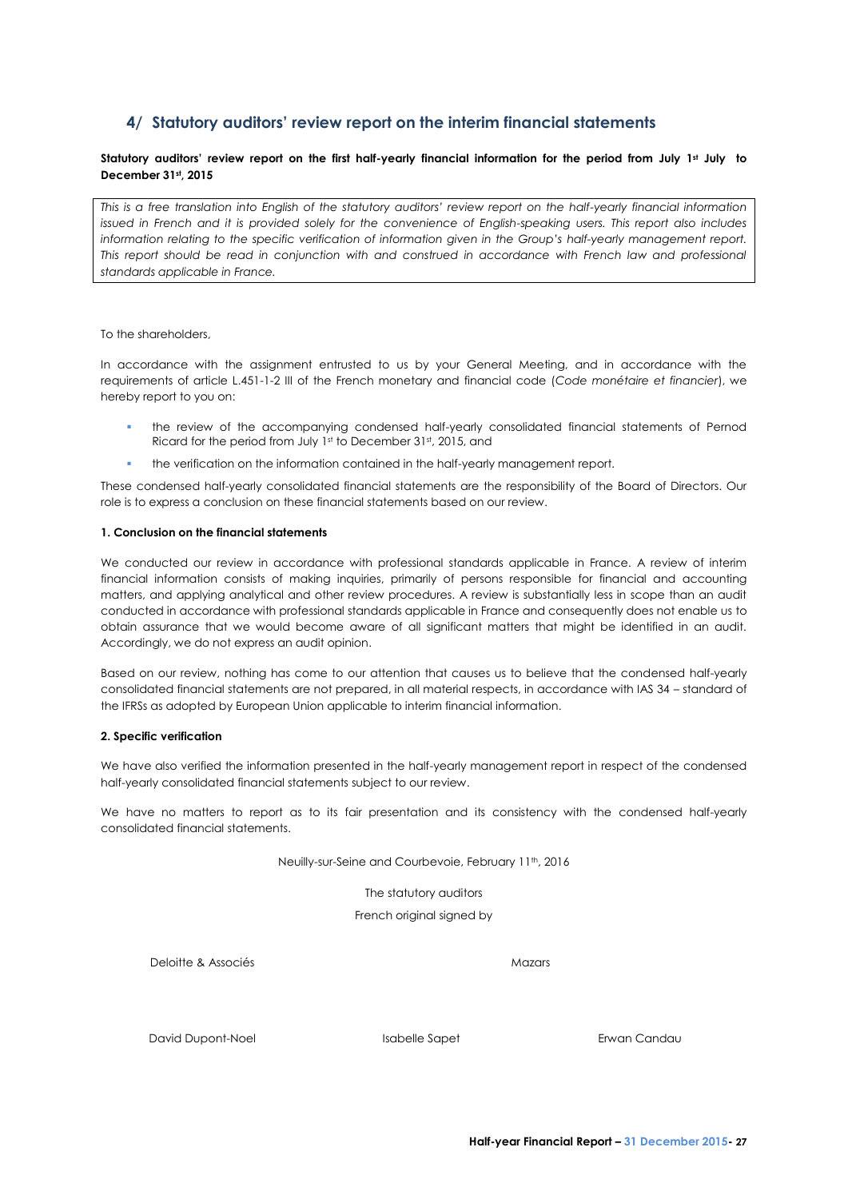## 4/ Statutory auditors' review report on the interim financial statements

**Statutory auditors' review report on the first half-yearly financial information for the period from July 1st July to December 31st, 2015**

*This is a free translation into English of the statutory auditors' review report on the half-yearly financial information issued in French and it is provided solely for the convenience of English-speaking users. This report also includes information relating to the specific verification of information given in the Group's half-yearly management report. This report should be read in conjunction with and construed in accordance with French law and professional standards applicable in France.*

To the shareholders,

In accordance with the assignment entrusted to us by your General Meeting, and in accordance with the requirements of article L.451-1-2 III of the French monetary and financial code (*Code monétaire et financier*), we hereby report to you on:

- the review of the accompanying condensed half-yearly consolidated financial statements of Pernod Ricard for the period from July 1st to December 31st, 2015, and
- the verification on the information contained in the half-yearly management report.

These condensed half-yearly consolidated financial statements are the responsibility of the Board of Directors. Our role is to express a conclusion on these financial statements based on our review.

**1. Conclusion on the financial statements**

We conducted our review in accordance with professional standards applicable in France. A review of interim financial information consists of making inquiries, primarily of persons responsible for financial and accounting matters, and applying analytical and other review procedures. A review is substantially less in scope than an audit conducted in accordance with professional standards applicable in France and consequently does not enable us to obtain assurance that we would become aware of all significant matters that might be identified in an audit. Accordingly, we do not express an audit opinion.

Based on our review, nothing has come to our attention that causes us to believe that the condensed half-yearly consolidated financial statements are not prepared, in all material respects, in accordance with IAS 34 – standard of the IFRSs as adopted by European Union applicable to interim financial information.

**2. Specific verification**

We have also verified the information presented in the half-yearly management report in respect of the condensed half-yearly consolidated financial statements subject to our review.

We have no matters to report as to its fair presentation and its consistency with the condensed half-yearly consolidated financial statements.

Neuilly-sur-Seine and Courbevoie, February 11th, 2016

The statutory auditors

French original signed by

| Deloitte & Associés | | Mazars |
|---|---|---|
| David Dupont-Noel | Isabelle Sapet | Erwan Candau |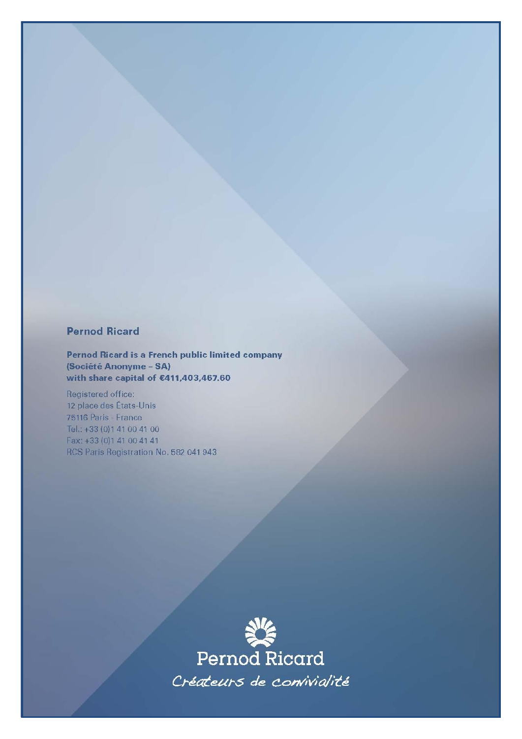**Pernod Ricard**

**Pernod Ricard is a French public limited company (Société Anonyme – SA) with share capital of €411,403,467.60**

Registered office:
12 place des États-Unis
75116 Paris - France
Tel.: +33 (0)1 41 00 41 00
Fax: +33 (0)1 41 00 41 41
RCS Paris Registration No. 582 041 943

Pernod Ricard

*Créateurs de convivialité*